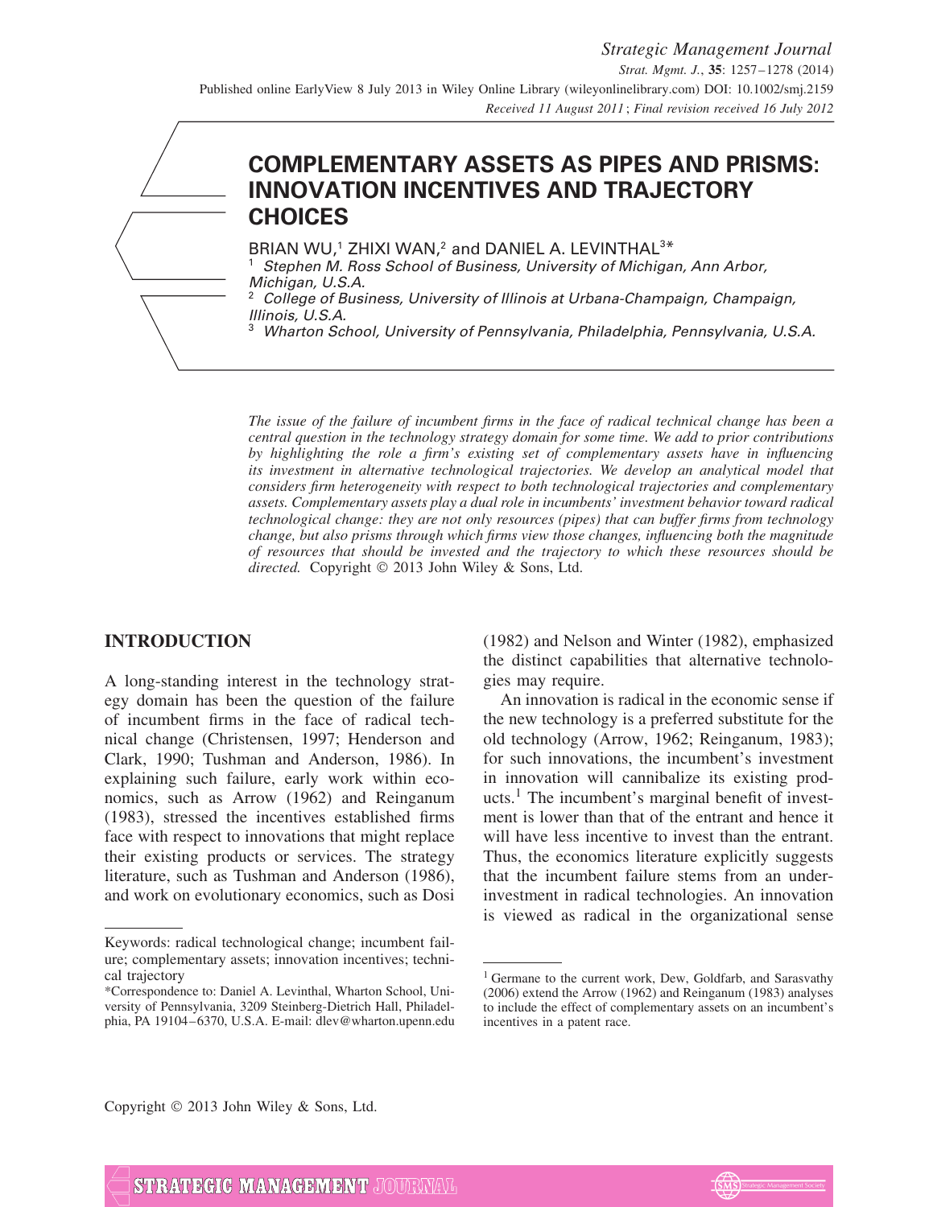# COMPLEMENTARY ASSETS AS PIPES AND PRISMS: INNOVATION INCENTIVES AND TRAJECTORY CHOICES

BRIAN WU,[1] ZHIXI WAN,[2] and DANIEL A. LEVINTHAL[3]*

[1] *Stephen M. Ross School of Business, University of Michigan, Ann Arbor, Michigan, U.S.A.*

[2] *College of Business, University of Illinois at Urbana-Champaign, Champaign, Illinois, U.S.A.*

[3] *Wharton School, University of Pennsylvania, Philadelphia, Pennsylvania, U.S.A.*

*The issue of the failure of incumbent firms in the face of radical technical change has been a central question in the technology strategy domain for some time. We add to prior contributions by highlighting the role a firm's existing set of complementary assets have in influencing its investment in alternative technological trajectories. We develop an analytical model that considers firm heterogeneity with respect to both technological trajectories and complementary assets. Complementary assets play a dual role in incumbents' investment behavior toward radical technological change: they are not only resources (pipes) that can buffer firms from technology change, but also prisms through which firms view those changes, influencing both the magnitude of resources that should be invested and the trajectory to which these resources should be directed.* Copyright © 2013 John Wiley & Sons, Ltd.

## INTRODUCTION

A long-standing interest in the technology strategy domain has been the question of the failure of incumbent firms in the face of radical technical change (Christensen, 1997; Henderson and Clark, 1990; Tushman and Anderson, 1986). In explaining such failure, early work within economics, such as Arrow (1962) and Reinganum (1983), stressed the incentives established firms face with respect to innovations that might replace their existing products or services. The strategy literature, such as Tushman and Anderson (1986), and work on evolutionary economics, such as Dosi (1982) and Nelson and Winter (1982), emphasized the distinct capabilities that alternative technologies may require.

An innovation is radical in the economic sense if the new technology is a preferred substitute for the old technology (Arrow, 1962; Reinganum, 1983); for such innovations, the incumbent's investment in innovation will cannibalize its existing products.[1] The incumbent's marginal benefit of investment is lower than that of the entrant and hence it will have less incentive to invest than the entrant. Thus, the economics literature explicitly suggests that the incumbent failure stems from an underinvestment in radical technologies. An innovation is viewed as radical in the organizational sense

---

Keywords: radical technological change; incumbent failure; complementary assets; innovation incentives; technical trajectory

*Correspondence to: Daniel A. Levinthal, Wharton School, University of Pennsylvania, 3209 Steinberg-Dietrich Hall, Philadelphia, PA 19104–6370, U.S.A. E-mail: dlev@wharton.upenn.edu

[1] Germane to the current work, Dew, Goldfarb, and Sarasvathy (2006) extend the Arrow (1962) and Reinganum (1983) analyses to include the effect of complementary assets on an incumbent's incentives in a patent race.

Copyright © 2013 John Wiley & Sons, Ltd.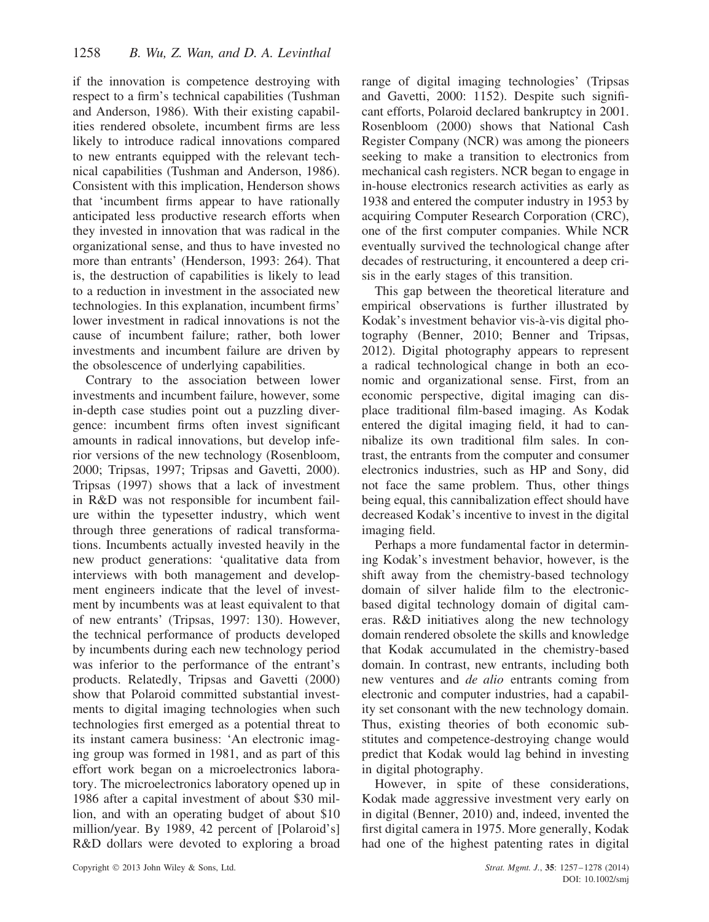if the innovation is competence destroying with respect to a firm's technical capabilities (Tushman and Anderson, 1986). With their existing capabilities rendered obsolete, incumbent firms are less likely to introduce radical innovations compared to new entrants equipped with the relevant technical capabilities (Tushman and Anderson, 1986). Consistent with this implication, Henderson shows that 'incumbent firms appear to have rationally anticipated less productive research efforts when they invested in innovation that was radical in the organizational sense, and thus to have invested no more than entrants' (Henderson, 1993: 264). That is, the destruction of capabilities is likely to lead to a reduction in investment in the associated new technologies. In this explanation, incumbent firms' lower investment in radical innovations is not the cause of incumbent failure; rather, both lower investments and incumbent failure are driven by the obsolescence of underlying capabilities.

Contrary to the association between lower investments and incumbent failure, however, some in-depth case studies point out a puzzling divergence: incumbent firms often invest significant amounts in radical innovations, but develop inferior versions of the new technology (Rosenbloom, 2000; Tripsas, 1997; Tripsas and Gavetti, 2000). Tripsas (1997) shows that a lack of investment in R&D was not responsible for incumbent failure within the typesetter industry, which went through three generations of radical transformations. Incumbents actually invested heavily in the new product generations: 'qualitative data from interviews with both management and development engineers indicate that the level of investment by incumbents was at least equivalent to that of new entrants' (Tripsas, 1997: 130). However, the technical performance of products developed by incumbents during each new technology period was inferior to the performance of the entrant's products. Relatedly, Tripsas and Gavetti (2000) show that Polaroid committed substantial investments to digital imaging technologies when such technologies first emerged as a potential threat to its instant camera business: 'An electronic imaging group was formed in 1981, and as part of this effort work began on a microelectronics laboratory. The microelectronics laboratory opened up in 1986 after a capital investment of about $30 million, and with an operating budget of about $10 million/year. By 1989, 42 percent of [Polaroid's] R&D dollars were devoted to exploring a broad range of digital imaging technologies' (Tripsas and Gavetti, 2000: 1152). Despite such significant efforts, Polaroid declared bankruptcy in 2001. Rosenbloom (2000) shows that National Cash Register Company (NCR) was among the pioneers seeking to make a transition to electronics from mechanical cash registers. NCR began to engage in in-house electronics research activities as early as 1938 and entered the computer industry in 1953 by acquiring Computer Research Corporation (CRC), one of the first computer companies. While NCR eventually survived the technological change after decades of restructuring, it encountered a deep crisis in the early stages of this transition.

This gap between the theoretical literature and empirical observations is further illustrated by Kodak's investment behavior vis-à-vis digital photography (Benner, 2010; Benner and Tripsas, 2012). Digital photography appears to represent a radical technological change in both an economic and organizational sense. First, from an economic perspective, digital imaging can displace traditional film-based imaging. As Kodak entered the digital imaging field, it had to cannibalize its own traditional film sales. In contrast, the entrants from the computer and consumer electronics industries, such as HP and Sony, did not face the same problem. Thus, other things being equal, this cannibalization effect should have decreased Kodak's incentive to invest in the digital imaging field.

Perhaps a more fundamental factor in determining Kodak's investment behavior, however, is the shift away from the chemistry-based technology domain of silver halide film to the electronic-based digital technology domain of digital cameras. R&D initiatives along the new technology domain rendered obsolete the skills and knowledge that Kodak accumulated in the chemistry-based domain. In contrast, new entrants, including both new ventures and *de alio* entrants coming from electronic and computer industries, had a capability set consonant with the new technology domain. Thus, existing theories of both economic substitutes and competence-destroying change would predict that Kodak would lag behind in investing in digital photography.

However, in spite of these considerations, Kodak made aggressive investment very early on in digital (Benner, 2010) and, indeed, invented the first digital camera in 1975. More generally, Kodak had one of the highest patenting rates in digital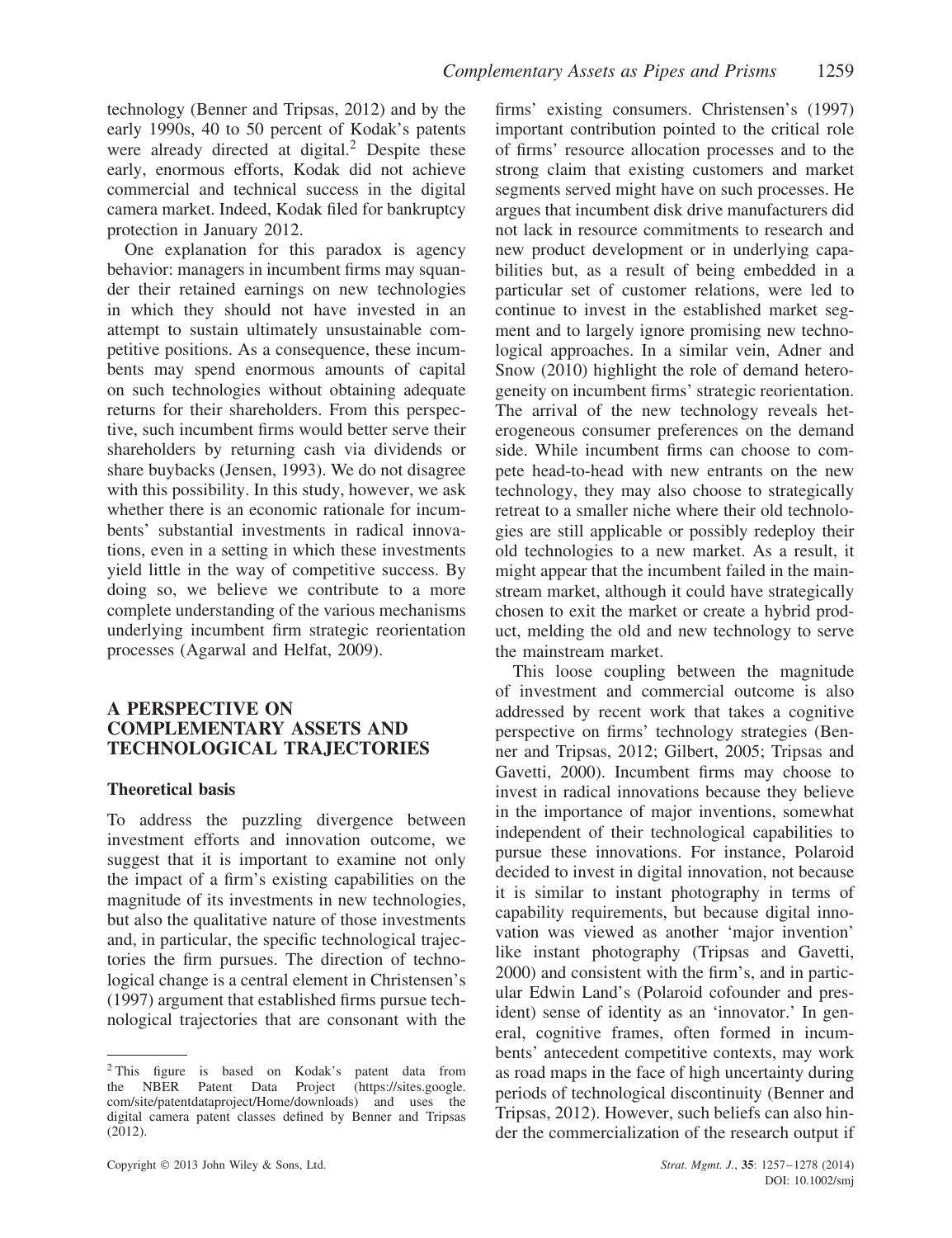technology (Benner and Tripsas, 2012) and by the early 1990s, 40 to 50 percent of Kodak's patents were already directed at digital.[2] Despite these early, enormous efforts, Kodak did not achieve commercial and technical success in the digital camera market. Indeed, Kodak filed for bankruptcy protection in January 2012.

One explanation for this paradox is agency behavior: managers in incumbent firms may squander their retained earnings on new technologies in which they should not have invested in an attempt to sustain ultimately unsustainable competitive positions. As a consequence, these incumbents may spend enormous amounts of capital on such technologies without obtaining adequate returns for their shareholders. From this perspective, such incumbent firms would better serve their shareholders by returning cash via dividends or share buybacks (Jensen, 1993). We do not disagree with this possibility. In this study, however, we ask whether there is an economic rationale for incumbents' substantial investments in radical innovations, even in a setting in which these investments yield little in the way of competitive success. By doing so, we believe we contribute to a more complete understanding of the various mechanisms underlying incumbent firm strategic reorientation processes (Agarwal and Helfat, 2009).

## A PERSPECTIVE ON COMPLEMENTARY ASSETS AND TECHNOLOGICAL TRAJECTORIES

### Theoretical basis

To address the puzzling divergence between investment efforts and innovation outcome, we suggest that it is important to examine not only the impact of a firm's existing capabilities on the magnitude of its investments in new technologies, but also the qualitative nature of those investments and, in particular, the specific technological trajectories the firm pursues. The direction of technological change is a central element in Christensen's (1997) argument that established firms pursue technological trajectories that are consonant with the firms' existing consumers. Christensen's (1997) important contribution pointed to the critical role of firms' resource allocation processes and to the strong claim that existing customers and market segments served might have on such processes. He argues that incumbent disk drive manufacturers did not lack in resource commitments to research and new product development or in underlying capabilities but, as a result of being embedded in a particular set of customer relations, were led to continue to invest in the established market segment and to largely ignore promising new technological approaches. In a similar vein, Adner and Snow (2010) highlight the role of demand heterogeneity on incumbent firms' strategic reorientation. The arrival of the new technology reveals heterogeneous consumer preferences on the demand side. While incumbent firms can choose to compete head-to-head with new entrants on the new technology, they may also choose to strategically retreat to a smaller niche where their old technologies are still applicable or possibly redeploy their old technologies to a new market. As a result, it might appear that the incumbent failed in the mainstream market, although it could have strategically chosen to exit the market or create a hybrid product, melding the old and new technology to serve the mainstream market.

This loose coupling between the magnitude of investment and commercial outcome is also addressed by recent work that takes a cognitive perspective on firms' technology strategies (Benner and Tripsas, 2012; Gilbert, 2005; Tripsas and Gavetti, 2000). Incumbent firms may choose to invest in radical innovations because they believe in the importance of major inventions, somewhat independent of their technological capabilities to pursue these innovations. For instance, Polaroid decided to invest in digital innovation, not because it is similar to instant photography in terms of capability requirements, but because digital innovation was viewed as another 'major invention' like instant photography (Tripsas and Gavetti, 2000) and consistent with the firm's, and in particular Edwin Land's (Polaroid cofounder and president) sense of identity as an 'innovator.' In general, cognitive frames, often formed in incumbents' antecedent competitive contexts, may work as road maps in the face of high uncertainty during periods of technological discontinuity (Benner and Tripsas, 2012). However, such beliefs can also hinder the commercialization of the research output if

[2] This figure is based on Kodak's patent data from the NBER Patent Data Project (https://sites.google.com/site/patentdataproject/Home/downloads) and uses the digital camera patent classes defined by Benner and Tripsas (2012).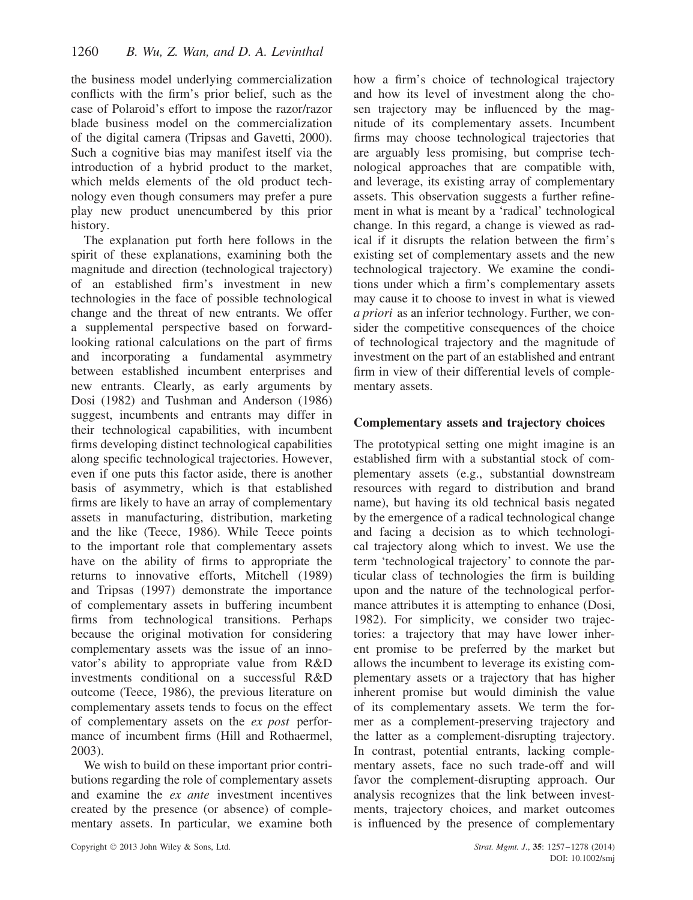the business model underlying commercialization conflicts with the firm's prior belief, such as the case of Polaroid's effort to impose the razor/razor blade business model on the commercialization of the digital camera (Tripsas and Gavetti, 2000). Such a cognitive bias may manifest itself via the introduction of a hybrid product to the market, which melds elements of the old product technology even though consumers may prefer a pure play new product unencumbered by this prior history.

The explanation put forth here follows in the spirit of these explanations, examining both the magnitude and direction (technological trajectory) of an established firm's investment in new technologies in the face of possible technological change and the threat of new entrants. We offer a supplemental perspective based on forward-looking rational calculations on the part of firms and incorporating a fundamental asymmetry between established incumbent enterprises and new entrants. Clearly, as early arguments by Dosi (1982) and Tushman and Anderson (1986) suggest, incumbents and entrants may differ in their technological capabilities, with incumbent firms developing distinct technological capabilities along specific technological trajectories. However, even if one puts this factor aside, there is another basis of asymmetry, which is that established firms are likely to have an array of complementary assets in manufacturing, distribution, marketing and the like (Teece, 1986). While Teece points to the important role that complementary assets have on the ability of firms to appropriate the returns to innovative efforts, Mitchell (1989) and Tripsas (1997) demonstrate the importance of complementary assets in buffering incumbent firms from technological transitions. Perhaps because the original motivation for considering complementary assets was the issue of an innovator's ability to appropriate value from R&D investments conditional on a successful R&D outcome (Teece, 1986), the previous literature on complementary assets tends to focus on the effect of complementary assets on the *ex post* performance of incumbent firms (Hill and Rothaermel, 2003).

We wish to build on these important prior contributions regarding the role of complementary assets and examine the *ex ante* investment incentives created by the presence (or absence) of complementary assets. In particular, we examine both how a firm's choice of technological trajectory and how its level of investment along the chosen trajectory may be influenced by the magnitude of its complementary assets. Incumbent firms may choose technological trajectories that are arguably less promising, but comprise technological approaches that are compatible with, and leverage, its existing array of complementary assets. This observation suggests a further refinement in what is meant by a 'radical' technological change. In this regard, a change is viewed as radical if it disrupts the relation between the firm's existing set of complementary assets and the new technological trajectory. We examine the conditions under which a firm's complementary assets may cause it to choose to invest in what is viewed *a priori* as an inferior technology. Further, we consider the competitive consequences of the choice of technological trajectory and the magnitude of investment on the part of an established and entrant firm in view of their differential levels of complementary assets.

## Complementary assets and trajectory choices

The prototypical setting one might imagine is an established firm with a substantial stock of complementary assets (e.g., substantial downstream resources with regard to distribution and brand name), but having its old technical basis negated by the emergence of a radical technological change and facing a decision as to which technological trajectory along which to invest. We use the term 'technological trajectory' to connote the particular class of technologies the firm is building upon and the nature of the technological performance attributes it is attempting to enhance (Dosi, 1982). For simplicity, we consider two trajectories: a trajectory that may have lower inherent promise to be preferred by the market but allows the incumbent to leverage its existing complementary assets or a trajectory that has higher inherent promise but would diminish the value of its complementary assets. We term the former as a complement-preserving trajectory and the latter as a complement-disrupting trajectory. In contrast, potential entrants, lacking complementary assets, face no such trade-off and will favor the complement-disrupting approach. Our analysis recognizes that the link between investments, trajectory choices, and market outcomes is influenced by the presence of complementary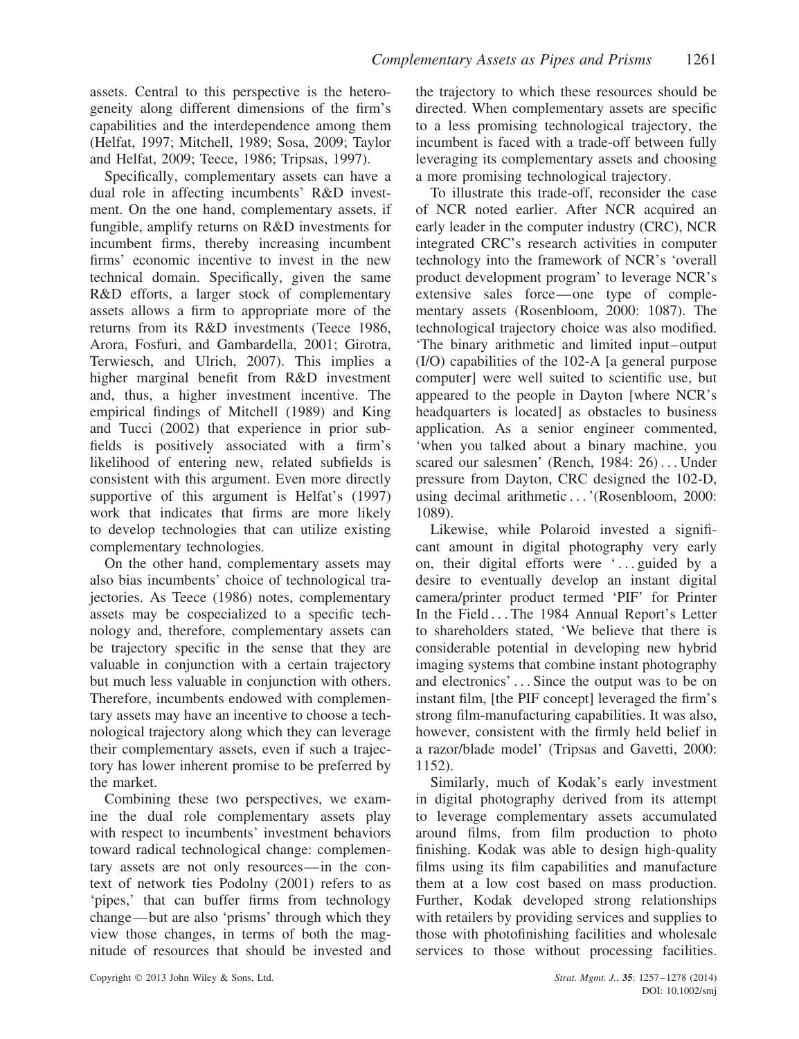assets. Central to this perspective is the heterogeneity along different dimensions of the firm's capabilities and the interdependence among them (Helfat, 1997; Mitchell, 1989; Sosa, 2009; Taylor and Helfat, 2009; Teece, 1986; Tripsas, 1997).

Specifically, complementary assets can have a dual role in affecting incumbents' R&D investment. On the one hand, complementary assets, if fungible, amplify returns on R&D investments for incumbent firms, thereby increasing incumbent firms' economic incentive to invest in the new technical domain. Specifically, given the same R&D efforts, a larger stock of complementary assets allows a firm to appropriate more of the returns from its R&D investments (Teece 1986, Arora, Fosfuri, and Gambardella, 2001; Girotra, Terwiesch, and Ulrich, 2007). This implies a higher marginal benefit from R&D investment and, thus, a higher investment incentive. The empirical findings of Mitchell (1989) and King and Tucci (2002) that experience in prior subfields is positively associated with a firm's likelihood of entering new, related subfields is consistent with this argument. Even more directly supportive of this argument is Helfat's (1997) work that indicates that firms are more likely to develop technologies that can utilize existing complementary technologies.

On the other hand, complementary assets may also bias incumbents' choice of technological trajectories. As Teece (1986) notes, complementary assets may be cospecialized to a specific technology and, therefore, complementary assets can be trajectory specific in the sense that they are valuable in conjunction with a certain trajectory but much less valuable in conjunction with others. Therefore, incumbents endowed with complementary assets may have an incentive to choose a technological trajectory along which they can leverage their complementary assets, even if such a trajectory has lower inherent promise to be preferred by the market.

Combining these two perspectives, we examine the dual role complementary assets play with respect to incumbents' investment behaviors toward radical technological change: complementary assets are not only resources—in the context of network ties Podolny (2001) refers to as 'pipes,' that can buffer firms from technology change—but are also 'prisms' through which they view those changes, in terms of both the magnitude of resources that should be invested and the trajectory to which these resources should be directed. When complementary assets are specific to a less promising technological trajectory, the incumbent is faced with a trade-off between fully leveraging its complementary assets and choosing a more promising technological trajectory.

To illustrate this trade-off, reconsider the case of NCR noted earlier. After NCR acquired an early leader in the computer industry (CRC), NCR integrated CRC's research activities in computer technology into the framework of NCR's 'overall product development program' to leverage NCR's extensive sales force—one type of complementary assets (Rosenbloom, 2000: 1087). The technological trajectory choice was also modified. 'The binary arithmetic and limited input–output (I/O) capabilities of the 102-A [a general purpose computer] were well suited to scientific use, but appeared to the people in Dayton [where NCR's headquarters is located] as obstacles to business application. As a senior engineer commented, 'when you talked about a binary machine, you scared our salesmen' (Rench, 1984: 26) ... Under pressure from Dayton, CRC designed the 102-D, using decimal arithmetic ... '(Rosenbloom, 2000: 1089).

Likewise, while Polaroid invested a significant amount in digital photography very early on, their digital efforts were '... guided by a desire to eventually develop an instant digital camera/printer product termed 'PIF' for Printer In the Field ... The 1984 Annual Report's Letter to shareholders stated, 'We believe that there is considerable potential in developing new hybrid imaging systems that combine instant photography and electronics' ... Since the output was to be on instant film, [the PIF concept] leveraged the firm's strong film-manufacturing capabilities. It was also, however, consistent with the firmly held belief in a razor/blade model' (Tripsas and Gavetti, 2000: 1152).

Similarly, much of Kodak's early investment in digital photography derived from its attempt to leverage complementary assets accumulated around films, from film production to photo finishing. Kodak was able to design high-quality films using its film capabilities and manufacture them at a low cost based on mass production. Further, Kodak developed strong relationships with retailers by providing services and supplies to those with photofinishing facilities and wholesale services to those without processing facilities.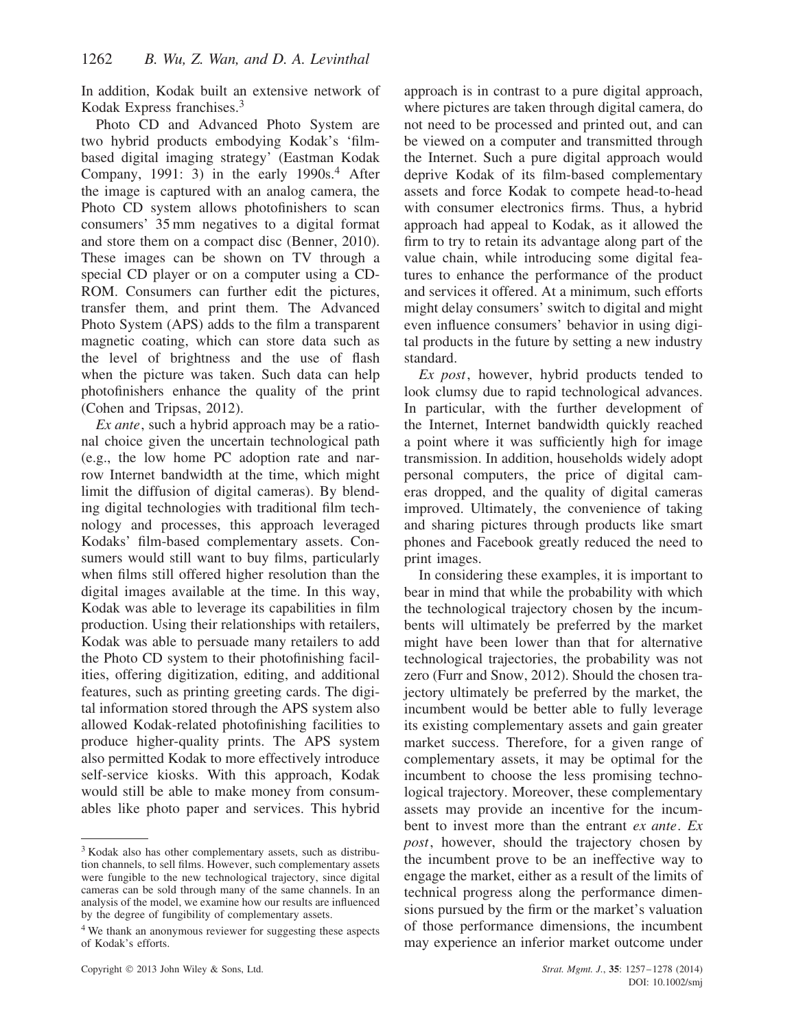In addition, Kodak built an extensive network of Kodak Express franchises.[3]

Photo CD and Advanced Photo System are two hybrid products embodying Kodak's 'film-based digital imaging strategy' (Eastman Kodak Company, 1991: 3) in the early 1990s.[4] After the image is captured with an analog camera, the Photo CD system allows photofinishers to scan consumers' 35 mm negatives to a digital format and store them on a compact disc (Benner, 2010). These images can be shown on TV through a special CD player or on a computer using a CD-ROM. Consumers can further edit the pictures, transfer them, and print them. The Advanced Photo System (APS) adds to the film a transparent magnetic coating, which can store data such as the level of brightness and the use of flash when the picture was taken. Such data can help photofinishers enhance the quality of the print (Cohen and Tripsas, 2012).

*Ex ante*, such a hybrid approach may be a rational choice given the uncertain technological path (e.g., the low home PC adoption rate and narrow Internet bandwidth at the time, which might limit the diffusion of digital cameras). By blending digital technologies with traditional film technology and processes, this approach leveraged Kodaks' film-based complementary assets. Consumers would still want to buy films, particularly when films still offered higher resolution than the digital images available at the time. In this way, Kodak was able to leverage its capabilities in film production. Using their relationships with retailers, Kodak was able to persuade many retailers to add the Photo CD system to their photofinishing facilities, offering digitization, editing, and additional features, such as printing greeting cards. The digital information stored through the APS system also allowed Kodak-related photofinishing facilities to produce higher-quality prints. The APS system also permitted Kodak to more effectively introduce self-service kiosks. With this approach, Kodak would still be able to make money from consumables like photo paper and services. This hybrid approach is in contrast to a pure digital approach, where pictures are taken through digital camera, do not need to be processed and printed out, and can be viewed on a computer and transmitted through the Internet. Such a pure digital approach would deprive Kodak of its film-based complementary assets and force Kodak to compete head-to-head with consumer electronics firms. Thus, a hybrid approach had appeal to Kodak, as it allowed the firm to try to retain its advantage along part of the value chain, while introducing some digital features to enhance the performance of the product and services it offered. At a minimum, such efforts might delay consumers' switch to digital and might even influence consumers' behavior in using digital products in the future by setting a new industry standard.

*Ex post*, however, hybrid products tended to look clumsy due to rapid technological advances. In particular, with the further development of the Internet, Internet bandwidth quickly reached a point where it was sufficiently high for image transmission. In addition, households widely adopt personal computers, the price of digital cameras dropped, and the quality of digital cameras improved. Ultimately, the convenience of taking and sharing pictures through products like smart phones and Facebook greatly reduced the need to print images.

In considering these examples, it is important to bear in mind that while the probability with which the technological trajectory chosen by the incumbents will ultimately be preferred by the market might have been lower than that for alternative technological trajectories, the probability was not zero (Furr and Snow, 2012). Should the chosen trajectory ultimately be preferred by the market, the incumbent would be better able to fully leverage its existing complementary assets and gain greater market success. Therefore, for a given range of complementary assets, it may be optimal for the incumbent to choose the less promising technological trajectory. Moreover, these complementary assets may provide an incentive for the incumbent to invest more than the entrant *ex ante*. *Ex post*, however, should the trajectory chosen by the incumbent prove to be an ineffective way to engage the market, either as a result of the limits of technical progress along the performance dimensions pursued by the firm or the market's valuation of those performance dimensions, the incumbent may experience an inferior market outcome under

[3] Kodak also has other complementary assets, such as distribution channels, to sell films. However, such complementary assets were fungible to the new technological trajectory, since digital cameras can be sold through many of the same channels. In an analysis of the model, we examine how our results are influenced by the degree of fungibility of complementary assets.

[4] We thank an anonymous reviewer for suggesting these aspects of Kodak's efforts.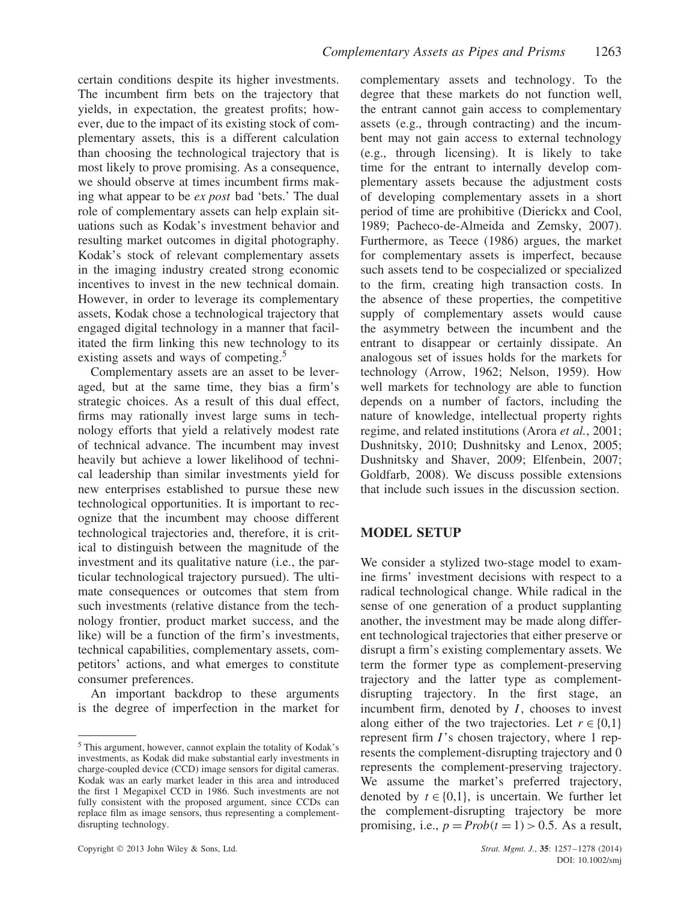certain conditions despite its higher investments. The incumbent firm bets on the trajectory that yields, in expectation, the greatest profits; however, due to the impact of its existing stock of complementary assets, this is a different calculation than choosing the technological trajectory that is most likely to prove promising. As a consequence, we should observe at times incumbent firms making what appear to be *ex post* bad 'bets.' The dual role of complementary assets can help explain situations such as Kodak's investment behavior and resulting market outcomes in digital photography. Kodak's stock of relevant complementary assets in the imaging industry created strong economic incentives to invest in the new technical domain. However, in order to leverage its complementary assets, Kodak chose a technological trajectory that engaged digital technology in a manner that facilitated the firm linking this new technology to its existing assets and ways of competing.[5]

Complementary assets are an asset to be leveraged, but at the same time, they bias a firm's strategic choices. As a result of this dual effect, firms may rationally invest large sums in technology efforts that yield a relatively modest rate of technical advance. The incumbent may invest heavily but achieve a lower likelihood of technical leadership than similar investments yield for new enterprises established to pursue these new technological opportunities. It is important to recognize that the incumbent may choose different technological trajectories and, therefore, it is critical to distinguish between the magnitude of the investment and its qualitative nature (i.e., the particular technological trajectory pursued). The ultimate consequences or outcomes that stem from such investments (relative distance from the technology frontier, product market success, and the like) will be a function of the firm's investments, technical capabilities, complementary assets, competitors' actions, and what emerges to constitute consumer preferences.

An important backdrop to these arguments is the degree of imperfection in the market for complementary assets and technology. To the degree that these markets do not function well, the entrant cannot gain access to complementary assets (e.g., through contracting) and the incumbent may not gain access to external technology (e.g., through licensing). It is likely to take time for the entrant to internally develop complementary assets because the adjustment costs of developing complementary assets in a short period of time are prohibitive (Dierickx and Cool, 1989; Pacheco-de-Almeida and Zemsky, 2007). Furthermore, as Teece (1986) argues, the market for complementary assets is imperfect, because such assets tend to be cospecialized or specialized to the firm, creating high transaction costs. In the absence of these properties, the competitive supply of complementary assets would cause the asymmetry between the incumbent and the entrant to disappear or certainly dissipate. An analogous set of issues holds for the markets for technology (Arrow, 1962; Nelson, 1959). How well markets for technology are able to function depends on a number of factors, including the nature of knowledge, intellectual property rights regime, and related institutions (Arora *et al.*, 2001; Dushnitsky, 2010; Dushnitsky and Lenox, 2005; Dushnitsky and Shaver, 2009; Elfenbein, 2007; Goldfarb, 2008). We discuss possible extensions that include such issues in the discussion section.

## MODEL SETUP

We consider a stylized two-stage model to examine firms' investment decisions with respect to a radical technological change. While radical in the sense of one generation of a product supplanting another, the investment may be made along different technological trajectories that either preserve or disrupt a firm's existing complementary assets. We term the former type as complement-preserving trajectory and the latter type as complement-disrupting trajectory. In the first stage, an incumbent firm, denoted by $I$, chooses to invest along either of the two trajectories. Let $r \in \{0,1\}$ represent firm $I$'s chosen trajectory, where 1 represents the complement-disrupting trajectory and 0 represents the complement-preserving trajectory. We assume the market's preferred trajectory, denoted by $t \in \{0,1\}$, is uncertain. We further let the complement-disrupting trajectory be more promising, i.e., $p = Prob(t = 1) > 0.5$. As a result,

[5] This argument, however, cannot explain the totality of Kodak's investments, as Kodak did make substantial early investments in charge-coupled device (CCD) image sensors for digital cameras. Kodak was an early market leader in this area and introduced the first 1 Megapixel CCD in 1986. Such investments are not fully consistent with the proposed argument, since CCDs can replace film as image sensors, thus representing a complement-disrupting technology.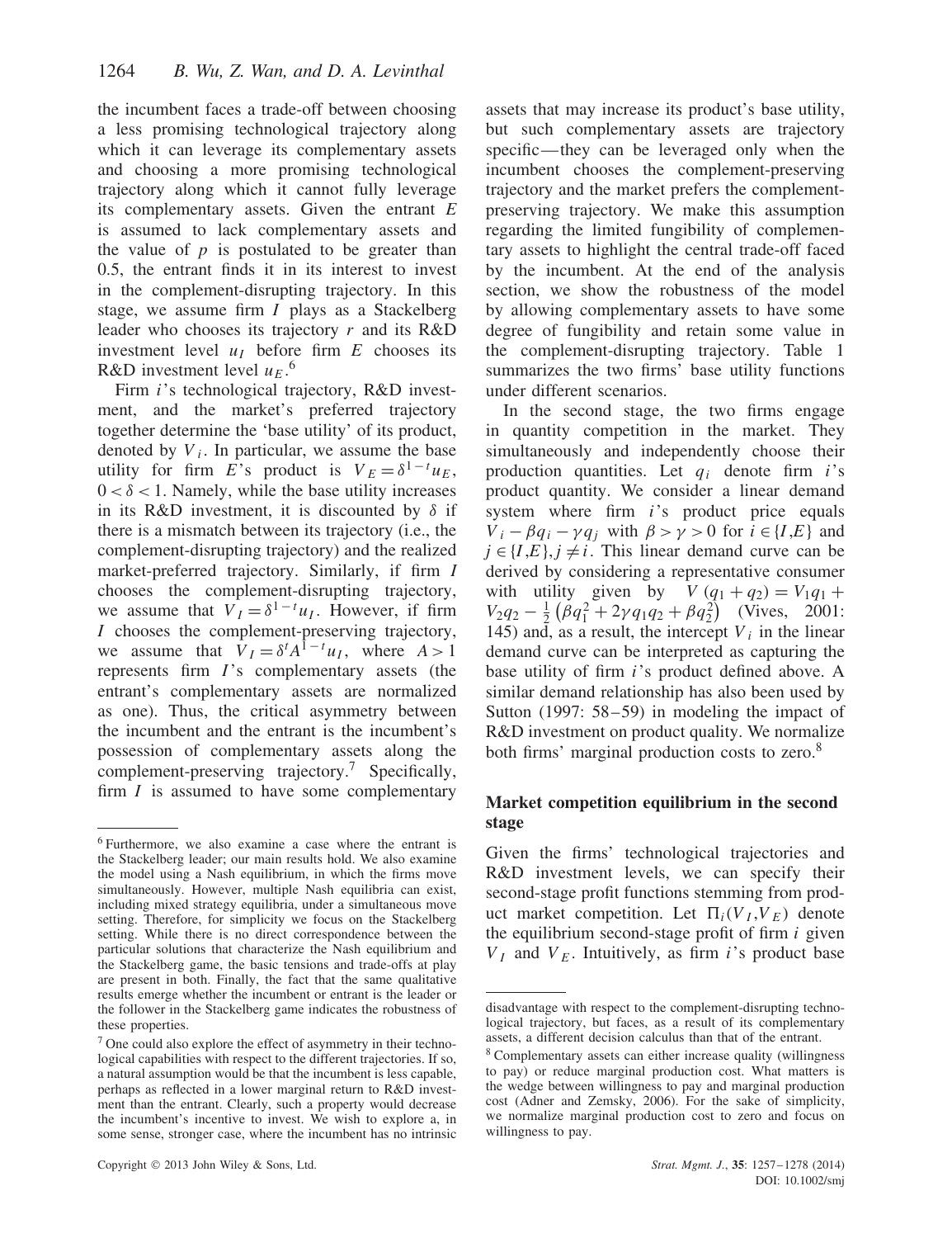the incumbent faces a trade-off between choosing a less promising technological trajectory along which it can leverage its complementary assets and choosing a more promising technological trajectory along which it cannot fully leverage its complementary assets. Given the entrant $E$ is assumed to lack complementary assets and the value of $p$ is postulated to be greater than 0.5, the entrant finds it in its interest to invest in the complement-disrupting trajectory. In this stage, we assume firm $I$ plays as a Stackelberg leader who chooses its trajectory $r$ and its R&D investment level $u_I$ before firm $E$ chooses its R&D investment level $u_E$.[6]

Firm $i$'s technological trajectory, R&D investment, and the market's preferred trajectory together determine the 'base utility' of its product, denoted by $V_i$. In particular, we assume the base utility for firm $E$'s product is $V_E = \delta^{1-t} u_E$, $0 < \delta < 1$. Namely, while the base utility increases in its R&D investment, it is discounted by $\delta$ if there is a mismatch between its trajectory (i.e., the complement-disrupting trajectory) and the realized market-preferred trajectory. Similarly, if firm $I$ chooses the complement-disrupting trajectory, we assume that $V_I = \delta^{1-t} u_I$. However, if firm $I$ chooses the complement-preserving trajectory, we assume that $V_I = \delta^t A^{1-t} u_I$, where $A > 1$ represents firm $I$'s complementary assets (the entrant's complementary assets are normalized as one). Thus, the critical asymmetry between the incumbent and the entrant is the incumbent's possession of complementary assets along the complement-preserving trajectory.[7] Specifically, firm $I$ is assumed to have some complementary assets that may increase its product's base utility, but such complementary assets are trajectory specific—they can be leveraged only when the incumbent chooses the complement-preserving trajectory and the market prefers the complement-preserving trajectory. We make this assumption regarding the limited fungibility of complementary assets to highlight the central trade-off faced by the incumbent. At the end of the analysis section, we show the robustness of the model by allowing complementary assets to have some degree of fungibility and retain some value in the complement-disrupting trajectory. Table 1 summarizes the two firms' base utility functions under different scenarios.

In the second stage, the two firms engage in quantity competition in the market. They simultaneously and independently choose their production quantities. Let $q_i$ denote firm $i$'s product quantity. We consider a linear demand system where firm $i$'s product price equals $V_i - \beta q_i - \gamma q_j$ with $\beta > \gamma > 0$ for $i \in \{I,E\}$ and $j \in \{I,E\}, j \neq i$. This linear demand curve can be derived by considering a representative consumer with utility given by $V(q_1 + q_2) = V_1 q_1 + V_2 q_2 - \frac{1}{2}\left(\beta q_1^2 + 2\gamma q_1 q_2 + \beta q_2^2\right)$ (Vives, 2001: 145) and, as a result, the intercept $V_i$ in the linear demand curve can be interpreted as capturing the base utility of firm $i$'s product defined above. A similar demand relationship has also been used by Sutton (1997: 58–59) in modeling the impact of R&D investment on product quality. We normalize both firms' marginal production costs to zero.[8]

## Market competition equilibrium in the second stage

Given the firms' technological trajectories and R&D investment levels, we can specify their second-stage profit functions stemming from product market competition. Let $\Pi_i(V_I, V_E)$ denote the equilibrium second-stage profit of firm $i$ given $V_I$ and $V_E$. Intuitively, as firm $i$'s product base

---

[6] Furthermore, we also examine a case where the entrant is the Stackelberg leader; our main results hold. We also examine the model using a Nash equilibrium, in which the firms move simultaneously. However, multiple Nash equilibria can exist, including mixed strategy equilibria, under a simultaneous move setting. Therefore, for simplicity we focus on the Stackelberg setting. While there is no direct correspondence between the particular solutions that characterize the Nash equilibrium and the Stackelberg game, the basic tensions and trade-offs at play are present in both. Finally, the fact that the same qualitative results emerge whether the incumbent or entrant is the leader or the follower in the Stackelberg game indicates the robustness of these properties.

[7] One could also explore the effect of asymmetry in their technological capabilities with respect to the different trajectories. If so, a natural assumption would be that the incumbent is less capable, perhaps as reflected in a lower marginal return to R&D investment than the entrant. Clearly, such a property would decrease the incumbent's incentive to invest. We wish to explore a, in some sense, stronger case, where the incumbent has no intrinsic disadvantage with respect to the complement-disrupting technological trajectory, but faces, as a result of its complementary assets, a different decision calculus than that of the entrant.

[8] Complementary assets can either increase quality (willingness to pay) or reduce marginal production cost. What matters is the wedge between willingness to pay and marginal production cost (Adner and Zemsky, 2006). For the sake of simplicity, we normalize marginal production cost to zero and focus on willingness to pay.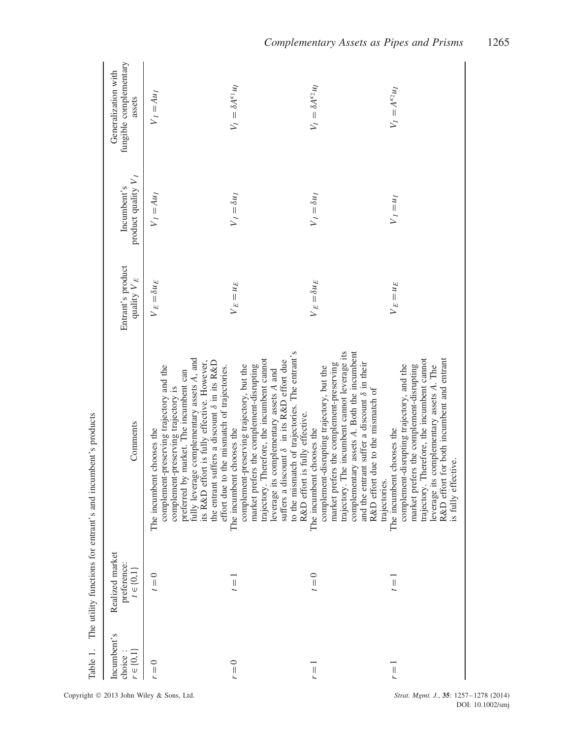Table 1. The utility functions for entrant's and incumbent's products

| Incumbent's choice : $r \in \{0,1\}$ | Realized market preference: $t \in \{0,1\}$ | Comments | Entrant's product quality $V_E$ | Incumbent's product quality $V_I$ | Generalization with fungible complementary assets |
|---|---|---|---|---|---|
| $r = 0$ | $t = 0$ | The incumbent chooses the complement-preserving trajectory and the complement-preserving trajectory is preferred by market. The incumbent can fully leverage complementary assets $A$, and its R&D effort is fully effective. However, the entrant suffers a discount $\delta$ in its R&D effort due to the mismatch of trajectories. | $V_E = \delta u_E$ | $V_I = Au_I$ | $V_I = Au_I$ |
| $r = 0$ | $t = 1$ | The incumbent chooses the complement-preserving trajectory, but the market prefers the complement-disrupting trajectory. Therefore, the incumbent cannot leverage its complementary assets $A$ and suffers a discount $\delta$ in its R&D effort due to the mismatch of trajectories. The entrant's R&D effort is fully effective. | $V_E = u_E$ | $V_I = \delta u_I$ | $V_I = \delta A^{\kappa_1} u_I$ |
| $r = 1$ | $t = 0$ | The incumbent chooses the complement-disrupting trajectory, but the market prefers the complement-preserving trajectory. The incumbent cannot leverage its complementary assets $A$. Both the incumbent and the entrant suffer a discount $\delta$ in their R&D effort due to the mismatch of trajectories. | $V_E = \delta u_E$ | $V_I = \delta u_I$ | $V_I = \delta A^{\kappa_2} u_I$ |
| $r = 1$ | $t = 1$ | The incumbent chooses the complement-disrupting trajectory, and the market prefers the complement-disrupting trajectory. Therefore, the incumbent cannot leverage its complementary assets $A$. The R&D effort for both incumbent and entrant is fully effective. | $V_E = u_E$ | $V_I = u_I$ | $V_I = A^{\kappa_2} u_I$ |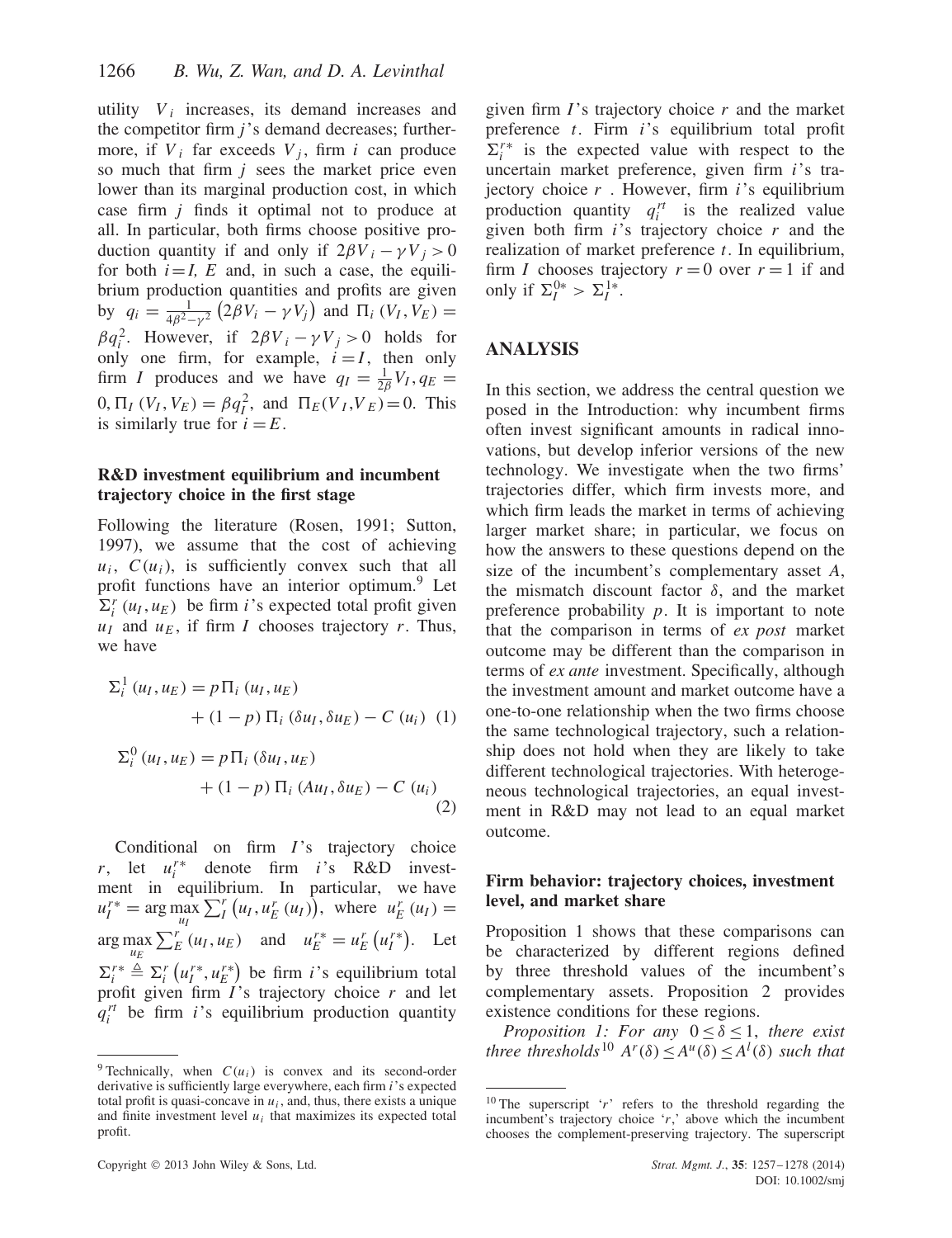utility $V_i$ increases, its demand increases and the competitor firm $j$'s demand decreases; furthermore, if $V_i$ far exceeds $V_j$, firm $i$ can produce so much that firm $j$ sees the market price even lower than its marginal production cost, in which case firm $j$ finds it optimal not to produce at all. In particular, both firms choose positive production quantity if and only if $2\beta V_i - \gamma V_j > 0$ for both $i = I, E$ and, in such a case, the equilibrium production quantities and profits are given by $q_i = \frac{1}{4\beta^2 - \gamma^2}\left(2\beta V_i - \gamma V_j\right)$ and $\Pi_i\left(V_I, V_E\right) = \beta q_i^2$. However, if $2\beta V_i - \gamma V_j > 0$ holds for only one firm, for example, $i = I$, then only firm $I$ produces and we have $q_I = \frac{1}{2\beta} V_I, q_E = 0, \Pi_I\left(V_I, V_E\right) = \beta q_I^2$, and $\Pi_E(V_I, V_E) = 0$. This is similarly true for $i = E$.

### R&D investment equilibrium and incumbent trajectory choice in the first stage

Following the literature (Rosen, 1991; Sutton, 1997), we assume that the cost of achieving $u_i$, $C(u_i)$, is sufficiently convex such that all profit functions have an interior optimum.[9] Let $\Sigma_i^r\left(u_I, u_E\right)$ be firm $i$'s expected total profit given $u_I$ and $u_E$, if firm $I$ chooses trajectory $r$. Thus, we have

$$\Sigma_i^1\left(u_I, u_E\right) = p\,\Pi_i\left(u_I, u_E\right) + (1-p)\,\Pi_i\left(\delta u_I, \delta u_E\right) - C\left(u_i\right) \quad (1)$$

$$\Sigma_i^0\left(u_I, u_E\right) = p\,\Pi_i\left(\delta u_I, u_E\right) + (1-p)\,\Pi_i\left(A u_I, \delta u_E\right) - C\left(u_i\right) \quad (2)$$

Conditional on firm $I$'s trajectory choice $r$, let $u_i^{r*}$ denote firm $i$'s R&D investment in equilibrium. In particular, we have $u_I^{r*} = \arg\max_{u_I} \sum_I^r\left(u_I, u_E^r\left(u_I\right)\right)$, where $u_E^r\left(u_I\right) = \arg\max_{u_E} \sum_E^r\left(u_I, u_E\right)$ and $u_E^{r*} = u_E^r\left(u_I^{r*}\right)$. Let $\Sigma_i^{r*} \triangleq \Sigma_i^r\left(u_I^{r*}, u_E^{r*}\right)$ be firm $i$'s equilibrium total profit given firm $I$'s trajectory choice $r$ and let $q_i^{rt}$ be firm $i$'s equilibrium production quantity given firm $I$'s trajectory choice $r$ and the market preference $t$. Firm $i$'s equilibrium total profit $\Sigma_i^{r*}$ is the expected value with respect to the uncertain market preference, given firm $i$'s trajectory choice $r$. However, firm $i$'s equilibrium production quantity $q_i^{rt}$ is the realized value given both firm $i$'s trajectory choice $r$ and the realization of market preference $t$. In equilibrium, firm $I$ chooses trajectory $r = 0$ over $r = 1$ if and only if $\Sigma_I^{0*} > \Sigma_I^{1*}$.

## ANALYSIS

In this section, we address the central question we posed in the Introduction: why incumbent firms often invest significant amounts in radical innovations, but develop inferior versions of the new technology. We investigate when the two firms' trajectories differ, which firm invests more, and which firm leads the market in terms of achieving larger market share; in particular, we focus on how the answers to these questions depend on the size of the incumbent's complementary asset $A$, the mismatch discount factor $\delta$, and the market preference probability $p$. It is important to note that the comparison in terms of *ex post* market outcome may be different than the comparison in terms of *ex ante* investment. Specifically, although the investment amount and market outcome have a one-to-one relationship when the two firms choose the same technological trajectory, such a relationship does not hold when they are likely to take different technological trajectories. With heterogeneous technological trajectories, an equal investment in R&D may not lead to an equal market outcome.

### Firm behavior: trajectory choices, investment level, and market share

Proposition 1 shows that these comparisons can be characterized by different regions defined by three threshold values of the incumbent's complementary assets. Proposition 2 provides existence conditions for these regions.

*Proposition 1: For any $0 \leq \delta \leq 1$, there exist three thresholds[10] $A^r(\delta) \leq A^u(\delta) \leq A^l(\delta)$ such that*

---

[9] Technically, when $C(u_i)$ is convex and its second-order derivative is sufficiently large everywhere, each firm $i$'s expected total profit is quasi-concave in $u_i$, and, thus, there exists a unique and finite investment level $u_i$ that maximizes its expected total profit.

[10] The superscript '$r$' refers to the threshold regarding the incumbent's trajectory choice '$r$,' above which the incumbent chooses the complement-preserving trajectory. The superscript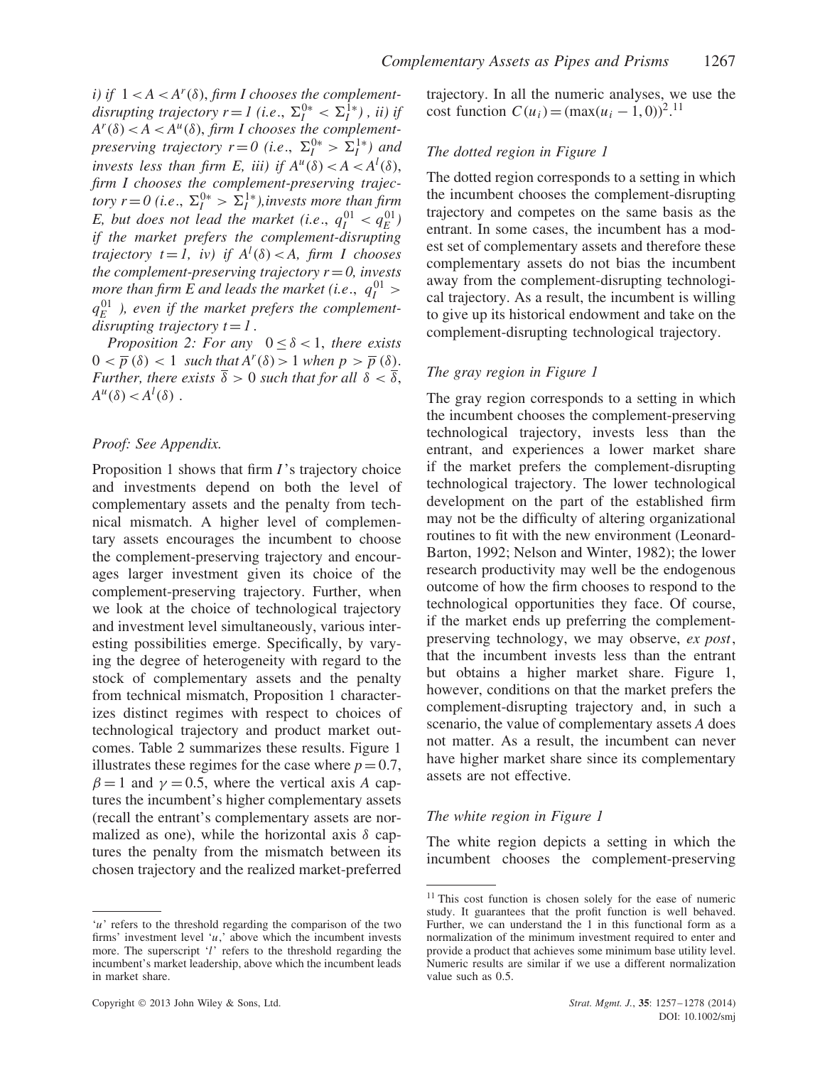*i) if* $1 < A < A^r(\delta)$, *firm I chooses the complement-disrupting trajectory* $r = 1$ *(i.e.,* $\Sigma_I^{0*} < \Sigma_I^{1*}$*), ii) if* $A^r(\delta) < A < A^u(\delta)$, *firm I chooses the complement-preserving trajectory* $r = 0$ *(i.e.,* $\Sigma_I^{0*} > \Sigma_I^{1*}$*) and invests less than firm E, iii) if* $A^u(\delta) < A < A^l(\delta)$, *firm I chooses the complement-preserving trajectory* $r = 0$ *(i.e.,* $\Sigma_I^{0*} > \Sigma_I^{1*}$*), invests more than firm E, but does not lead the market (i.e.,* $q_I^{01} < q_E^{01}$*) if the market prefers the complement-disrupting trajectory* $t = 1$, *iv) if* $A^l(\delta) < A$, *firm I chooses the complement-preserving trajectory* $r = 0$, *invests more than firm E and leads the market (i.e.,* $q_I^{01} > q_E^{01}$ *), even if the market prefers the complement-disrupting trajectory* $t = 1$.

*Proposition 2: For any* $0 \leq \delta < 1$, *there exists* $0 < \overline{p}(\delta) < 1$ *such that* $A^r(\delta) > 1$ *when* $p > \overline{p}(\delta)$. *Further, there exists* $\overline{\delta} > 0$ *such that for all* $\delta < \overline{\delta}$, $A^u(\delta) < A^l(\delta)$.

*Proof: See Appendix.*

Proposition 1 shows that firm $I$'s trajectory choice and investments depend on both the level of complementary assets and the penalty from technical mismatch. A higher level of complementary assets encourages the incumbent to choose the complement-preserving trajectory and encourages larger investment given its choice of the complement-preserving trajectory. Further, when we look at the choice of technological trajectory and investment level simultaneously, various interesting possibilities emerge. Specifically, by varying the degree of heterogeneity with regard to the stock of complementary assets and the penalty from technical mismatch, Proposition 1 characterizes distinct regimes with respect to choices of technological trajectory and product market outcomes. Table 2 summarizes these results. Figure 1 illustrates these regimes for the case where $p = 0.7$, $\beta = 1$ and $\gamma = 0.5$, where the vertical axis $A$ captures the incumbent's higher complementary assets (recall the entrant's complementary assets are normalized as one), while the horizontal axis $\delta$ captures the penalty from the mismatch between its chosen trajectory and the realized market-preferred trajectory. In all the numeric analyses, we use the cost function $C(u_i) = (\max(u_i - 1, 0))^2$.[11]

### The dotted region in Figure 1

The dotted region corresponds to a setting in which the incumbent chooses the complement-disrupting trajectory and competes on the same basis as the entrant. In some cases, the incumbent has a modest set of complementary assets and therefore these complementary assets do not bias the incumbent away from the complement-disrupting technological trajectory. As a result, the incumbent is willing to give up its historical endowment and take on the complement-disrupting technological trajectory.

### The gray region in Figure 1

The gray region corresponds to a setting in which the incumbent chooses the complement-preserving technological trajectory, invests less than the entrant, and experiences a lower market share if the market prefers the complement-disrupting technological trajectory. The lower technological development on the part of the established firm may not be the difficulty of altering organizational routines to fit with the new environment (Leonard-Barton, 1992; Nelson and Winter, 1982); the lower research productivity may well be the endogenous outcome of how the firm chooses to respond to the technological opportunities they face. Of course, if the market ends up preferring the complement-preserving technology, we may observe, *ex post*, that the incumbent invests less than the entrant but obtains a higher market share. Figure 1, however, conditions on that the market prefers the complement-disrupting trajectory and, in such a scenario, the value of complementary assets $A$ does not matter. As a result, the incumbent can never have higher market share since its complementary assets are not effective.

### The white region in Figure 1

The white region depicts a setting in which the incumbent chooses the complement-preserving

---

'$u$' refers to the threshold regarding the comparison of the two firms' investment level '$u$,' above which the incumbent invests more. The superscript '$l$' refers to the threshold regarding the incumbent's market leadership, above which the incumbent leads in market share.

[11] This cost function is chosen solely for the ease of numeric study. It guarantees that the profit function is well behaved. Further, we can understand the 1 in this functional form as a normalization of the minimum investment required to enter and provide a product that achieves some minimum base utility level. Numeric results are similar if we use a different normalization value such as 0.5.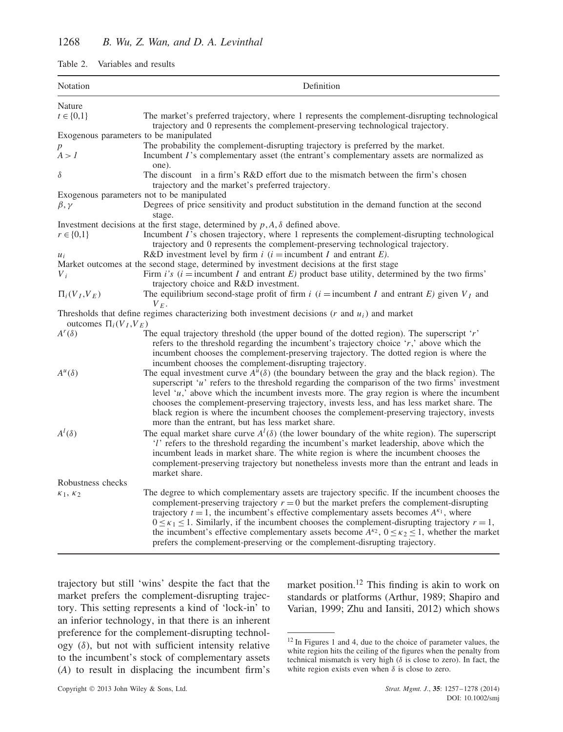Table 2. Variables and results

| Notation | Definition |
|---|---|
| Nature | |
| $t \in \{0,1\}$ | The market's preferred trajectory, where 1 represents the complement-disrupting technological trajectory and 0 represents the complement-preserving technological trajectory. |
| Exogenous parameters to be manipulated | |
| $p$ | The probability the complement-disrupting trajectory is preferred by the market. |
| $A > 1$ | Incumbent $I$'s complementary asset (the entrant's complementary assets are normalized as one). |
| $\delta$ | The discount in a firm's R&D effort due to the mismatch between the firm's chosen trajectory and the market's preferred trajectory. |
| Exogenous parameters not to be manipulated | |
| $\beta, \gamma$ | Degrees of price sensitivity and product substitution in the demand function at the second stage. |
| Investment decisions at the first stage, determined by $p, A, \delta$ defined above. | |
| $r \in \{0,1\}$ | Incumbent $I$'s chosen trajectory, where 1 represents the complement-disrupting technological trajectory and 0 represents the complement-preserving technological trajectory. |
| $u_i$ | R&D investment level by firm $i$ ($i$ = incumbent $I$ and entrant $E$). |
| Market outcomes at the second stage, determined by investment decisions at the first stage | |
| $V_i$ | Firm $i$'s ($i$ = incumbent $I$ and entrant $E$) product base utility, determined by the two firms' trajectory choice and R&D investment. |
| $\Pi_i(V_I, V_E)$ | The equilibrium second-stage profit of firm $i$ ($i$ = incumbent $I$ and entrant $E$) given $V_I$ and $V_E$. |
| Thresholds that define regimes characterizing both investment decisions ($r$ and $u_i$) and market outcomes $\Pi_i(V_I, V_E)$ | |
| $A^r(\delta)$ | The equal trajectory threshold (the upper bound of the dotted region). The superscript '$r$' refers to the threshold regarding the incumbent's trajectory choice '$r$,' above which the incumbent chooses the complement-preserving trajectory. The dotted region is where the incumbent chooses the complement-disrupting trajectory. |
| $A^u(\delta)$ | The equal investment curve $A^u(\delta)$ (the boundary between the gray and the black region). The superscript '$u$' refers to the threshold regarding the comparison of the two firms' investment level '$u$,' above which the incumbent invests more. The gray region is where the incumbent chooses the complement-preserving trajectory, invests less, and has less market share. The black region is where the incumbent chooses the complement-preserving trajectory, invests more than the entrant, but has less market share. |
| $A^l(\delta)$ | The equal market share curve $A^l(\delta)$ (the lower boundary of the white region). The superscript '$l$' refers to the threshold regarding the incumbent's market leadership, above which the incumbent leads in market share. The white region is where the incumbent chooses the complement-preserving trajectory but nonetheless invests more than the entrant and leads in market share. |
| Robustness checks | |
| $\kappa_1$, $\kappa_2$ | The degree to which complementary assets are trajectory specific. If the incumbent chooses the complement-preserving trajectory $r = 0$ but the market prefers the complement-disrupting trajectory $t = 1$, the incumbent's effective complementary assets becomes $A^{\kappa_1}$, where $0 \le \kappa_1 \le 1$. Similarly, if the incumbent chooses the complement-disrupting trajectory $r = 1$, the incumbent's effective complementary assets become $A^{\kappa_2}$, $0 \le \kappa_2 \le 1$, whether the market prefers the complement-preserving or the complement-disrupting trajectory. |

trajectory but still 'wins' despite the fact that the market prefers the complement-disrupting trajectory. This setting represents a kind of 'lock-in' to an inferior technology, in that there is an inherent preference for the complement-disrupting technology ($\delta$), but not with sufficient intensity relative to the incumbent's stock of complementary assets ($A$) to result in displacing the incumbent firm's market position.[12] This finding is akin to work on standards or platforms (Arthur, 1989; Shapiro and Varian, 1999; Zhu and Iansiti, 2012) which shows

[12] In Figures 1 and 4, due to the choice of parameter values, the white region hits the ceiling of the figures when the penalty from technical mismatch is very high ($\delta$ is close to zero). In fact, the white region exists even when $\delta$ is close to zero.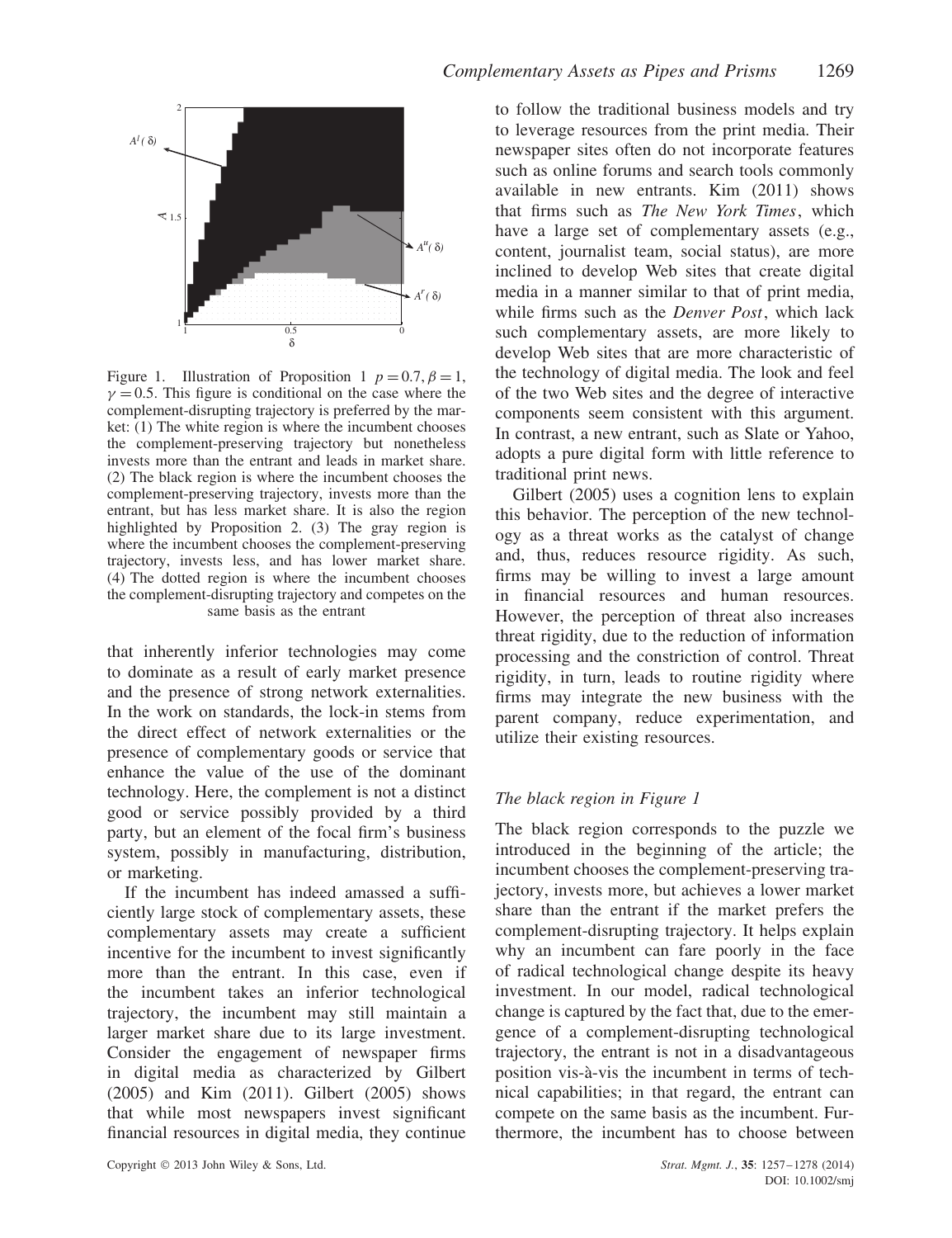Figure 1. Illustration of Proposition 1 $p = 0.7, \beta = 1, \gamma = 0.5$. This figure is conditional on the case where the complement-disrupting trajectory is preferred by the market: (1) The white region is where the incumbent chooses the complement-preserving trajectory but nonetheless invests more than the entrant and leads in market share. (2) The black region is where the incumbent chooses the complement-preserving trajectory, invests more than the entrant, but has less market share. It is also the region highlighted by Proposition 2. (3) The gray region is where the incumbent chooses the complement-preserving trajectory, invests less, and has lower market share. (4) The dotted region is where the incumbent chooses the complement-disrupting trajectory and competes on the same basis as the entrant

that inherently inferior technologies may come to dominate as a result of early market presence and the presence of strong network externalities. In the work on standards, the lock-in stems from the direct effect of network externalities or the presence of complementary goods or service that enhance the value of the use of the dominant technology. Here, the complement is not a distinct good or service possibly provided by a third party, but an element of the focal firm's business system, possibly in manufacturing, distribution, or marketing.

If the incumbent has indeed amassed a sufficiently large stock of complementary assets, these complementary assets may create a sufficient incentive for the incumbent to invest significantly more than the entrant. In this case, even if the incumbent takes an inferior technological trajectory, the incumbent may still maintain a larger market share due to its large investment. Consider the engagement of newspaper firms in digital media as characterized by Gilbert (2005) and Kim (2011). Gilbert (2005) shows that while most newspapers invest significant financial resources in digital media, they continue to follow the traditional business models and try to leverage resources from the print media. Their newspaper sites often do not incorporate features such as online forums and search tools commonly available in new entrants. Kim (2011) shows that firms such as *The New York Times*, which have a large set of complementary assets (e.g., content, journalist team, social status), are more inclined to develop Web sites that create digital media in a manner similar to that of print media, while firms such as the *Denver Post*, which lack such complementary assets, are more likely to develop Web sites that are more characteristic of the technology of digital media. The look and feel of the two Web sites and the degree of interactive components seem consistent with this argument. In contrast, a new entrant, such as Slate or Yahoo, adopts a pure digital form with little reference to traditional print news.

Gilbert (2005) uses a cognition lens to explain this behavior. The perception of the new technology as a threat works as the catalyst of change and, thus, reduces resource rigidity. As such, firms may be willing to invest a large amount in financial resources and human resources. However, the perception of threat also increases threat rigidity, due to the reduction of information processing and the constriction of control. Threat rigidity, in turn, leads to routine rigidity where firms may integrate the new business with the parent company, reduce experimentation, and utilize their existing resources.

### *The black region in Figure 1*

The black region corresponds to the puzzle we introduced in the beginning of the article; the incumbent chooses the complement-preserving trajectory, invests more, but achieves a lower market share than the entrant if the market prefers the complement-disrupting trajectory. It helps explain why an incumbent can fare poorly in the face of radical technological change despite its heavy investment. In our model, radical technological change is captured by the fact that, due to the emergence of a complement-disrupting technological trajectory, the entrant is not in a disadvantageous position vis-à-vis the incumbent in terms of technical capabilities; in that regard, the entrant can compete on the same basis as the incumbent. Furthermore, the incumbent has to choose between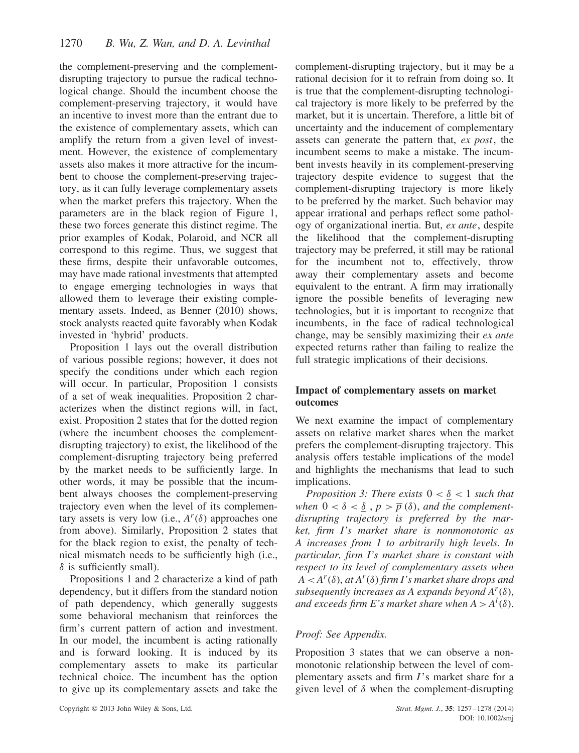the complement-preserving and the complement-disrupting trajectory to pursue the radical technological change. Should the incumbent choose the complement-preserving trajectory, it would have an incentive to invest more than the entrant due to the existence of complementary assets, which can amplify the return from a given level of investment. However, the existence of complementary assets also makes it more attractive for the incumbent to choose the complement-preserving trajectory, as it can fully leverage complementary assets when the market prefers this trajectory. When the parameters are in the black region of Figure 1, these two forces generate this distinct regime. The prior examples of Kodak, Polaroid, and NCR all correspond to this regime. Thus, we suggest that these firms, despite their unfavorable outcomes, may have made rational investments that attempted to engage emerging technologies in ways that allowed them to leverage their existing complementary assets. Indeed, as Benner (2010) shows, stock analysts reacted quite favorably when Kodak invested in 'hybrid' products.

Proposition 1 lays out the overall distribution of various possible regions; however, it does not specify the conditions under which each region will occur. In particular, Proposition 1 consists of a set of weak inequalities. Proposition 2 characterizes when the distinct regions will, in fact, exist. Proposition 2 states that for the dotted region (where the incumbent chooses the complement-disrupting trajectory) to exist, the likelihood of the complement-disrupting trajectory being preferred by the market needs to be sufficiently large. In other words, it may be possible that the incumbent always chooses the complement-preserving trajectory even when the level of its complementary assets is very low (i.e., $A^r(\delta)$ approaches one from above). Similarly, Proposition 2 states that for the black region to exist, the penalty of technical mismatch needs to be sufficiently high (i.e., $\delta$ is sufficiently small).

Propositions 1 and 2 characterize a kind of path dependency, but it differs from the standard notion of path dependency, which generally suggests some behavioral mechanism that reinforces the firm's current pattern of action and investment. In our model, the incumbent is acting rationally and is forward looking. It is induced by its complementary assets to make its particular technical choice. The incumbent has the option to give up its complementary assets and take the complement-disrupting trajectory, but it may be a rational decision for it to refrain from doing so. It is true that the complement-disrupting technological trajectory is more likely to be preferred by the market, but it is uncertain. Therefore, a little bit of uncertainty and the inducement of complementary assets can generate the pattern that, *ex post*, the incumbent seems to make a mistake. The incumbent invests heavily in its complement-preserving trajectory despite evidence to suggest that the complement-disrupting trajectory is more likely to be preferred by the market. Such behavior may appear irrational and perhaps reflect some pathology of organizational inertia. But, *ex ante*, despite the likelihood that the complement-disrupting trajectory may be preferred, it still may be rational for the incumbent not to, effectively, throw away their complementary assets and become equivalent to the entrant. A firm may irrationally ignore the possible benefits of leveraging new technologies, but it is important to recognize that incumbents, in the face of radical technological change, may be sensibly maximizing their *ex ante* expected returns rather than failing to realize the full strategic implications of their decisions.

### Impact of complementary assets on market outcomes

We next examine the impact of complementary assets on relative market shares when the market prefers the complement-disrupting trajectory. This analysis offers testable implications of the model and highlights the mechanisms that lead to such implications.

*Proposition 3: There exists $0 < \underline{\delta} < 1$ such that when $0 < \delta < \underline{\delta}$, $p > \overline{p}(\delta)$, and the complement-disrupting trajectory is preferred by the market, firm I's market share is nonmonotonic as A increases from 1 to arbitrarily high levels. In particular, firm I's market share is constant with respect to its level of complementary assets when $A < A^r(\delta)$, at $A^r(\delta)$ firm I's market share drops and subsequently increases as A expands beyond $A^r(\delta)$, and exceeds firm E's market share when $A > A^l(\delta)$.*

*Proof: See Appendix.*

Proposition 3 states that we can observe a nonmonotonic relationship between the level of complementary assets and firm $I$'s market share for a given level of $\delta$ when the complement-disrupting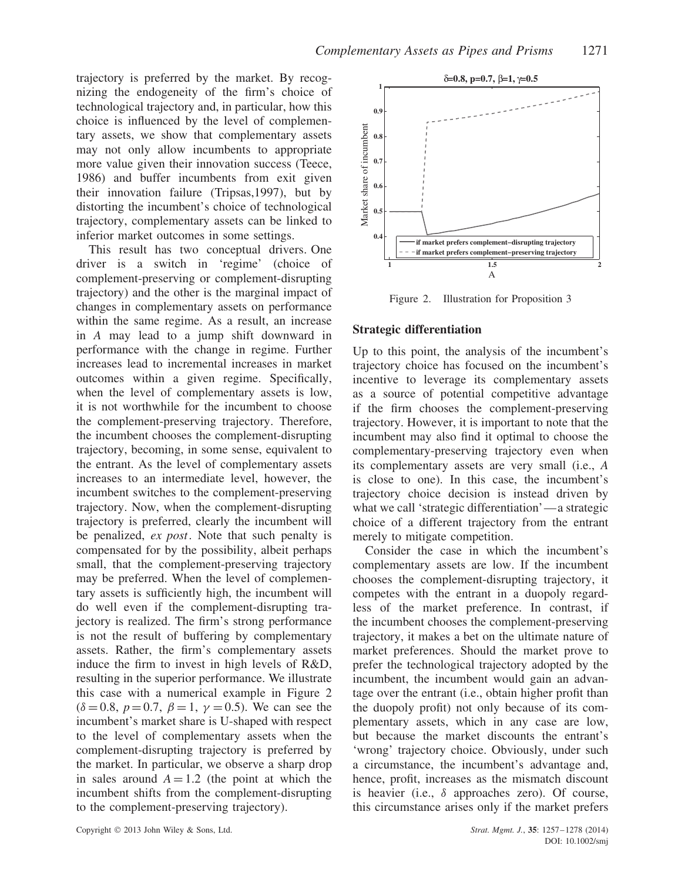trajectory is preferred by the market. By recognizing the endogeneity of the firm's choice of technological trajectory and, in particular, how this choice is influenced by the level of complementary assets, we show that complementary assets may not only allow incumbents to appropriate more value given their innovation success (Teece, 1986) and buffer incumbents from exit given their innovation failure (Tripsas,1997), but by distorting the incumbent's choice of technological trajectory, complementary assets can be linked to inferior market outcomes in some settings.

This result has two conceptual drivers. One driver is a switch in 'regime' (choice of complement-preserving or complement-disrupting trajectory) and the other is the marginal impact of changes in complementary assets on performance within the same regime. As a result, an increase in $A$ may lead to a jump shift downward in performance with the change in regime. Further increases lead to incremental increases in market outcomes within a given regime. Specifically, when the level of complementary assets is low, it is not worthwhile for the incumbent to choose the complement-preserving trajectory. Therefore, the incumbent chooses the complement-disrupting trajectory, becoming, in some sense, equivalent to the entrant. As the level of complementary assets increases to an intermediate level, however, the incumbent switches to the complement-preserving trajectory. Now, when the complement-disrupting trajectory is preferred, clearly the incumbent will be penalized, *ex post*. Note that such penalty is compensated for by the possibility, albeit perhaps small, that the complement-preserving trajectory may be preferred. When the level of complementary assets is sufficiently high, the incumbent will do well even if the complement-disrupting trajectory is realized. The firm's strong performance is not the result of buffering by complementary assets. Rather, the firm's complementary assets induce the firm to invest in high levels of R&D, resulting in the superior performance. We illustrate this case with a numerical example in Figure 2 ($\delta = 0.8$, $p = 0.7$, $\beta = 1$, $\gamma = 0.5$). We can see the incumbent's market share is U-shaped with respect to the level of complementary assets when the complement-disrupting trajectory is preferred by the market. In particular, we observe a sharp drop in sales around $A = 1.2$ (the point at which the incumbent shifts from the complement-disrupting to the complement-preserving trajectory).

Figure 2. Illustration for Proposition 3

## Strategic differentiation

Up to this point, the analysis of the incumbent's trajectory choice has focused on the incumbent's incentive to leverage its complementary assets as a source of potential competitive advantage if the firm chooses the complement-preserving trajectory. However, it is important to note that the incumbent may also find it optimal to choose the complementary-preserving trajectory even when its complementary assets are very small (i.e., $A$ is close to one). In this case, the incumbent's trajectory choice decision is instead driven by what we call 'strategic differentiation'—a strategic choice of a different trajectory from the entrant merely to mitigate competition.

Consider the case in which the incumbent's complementary assets are low. If the incumbent chooses the complement-disrupting trajectory, it competes with the entrant in a duopoly regardless of the market preference. In contrast, if the incumbent chooses the complement-preserving trajectory, it makes a bet on the ultimate nature of market preferences. Should the market prove to prefer the technological trajectory adopted by the incumbent, the incumbent would gain an advantage over the entrant (i.e., obtain higher profit than the duopoly profit) not only because of its complementary assets, which in any case are low, but because the market discounts the entrant's 'wrong' trajectory choice. Obviously, under such a circumstance, the incumbent's advantage and, hence, profit, increases as the mismatch discount is heavier (i.e., $\delta$ approaches zero). Of course, this circumstance arises only if the market prefers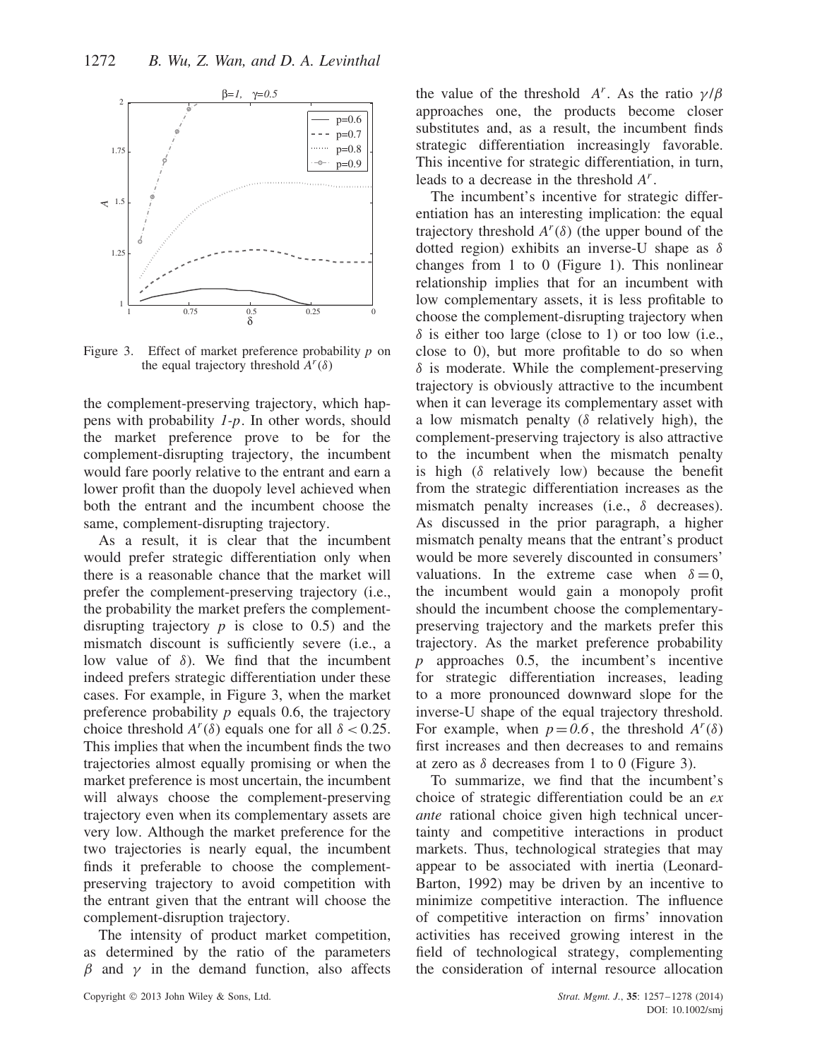Figure 3. Effect of market preference probability $p$ on the equal trajectory threshold $A^r(\delta)$

the complement-preserving trajectory, which happens with probability $1$-$p$. In other words, should the market preference prove to be for the complement-disrupting trajectory, the incumbent would fare poorly relative to the entrant and earn a lower profit than the duopoly level achieved when both the entrant and the incumbent choose the same, complement-disrupting trajectory.

As a result, it is clear that the incumbent would prefer strategic differentiation only when there is a reasonable chance that the market will prefer the complement-preserving trajectory (i.e., the probability the market prefers the complement-disrupting trajectory $p$ is close to 0.5) and the mismatch discount is sufficiently severe (i.e., a low value of $\delta$). We find that the incumbent indeed prefers strategic differentiation under these cases. For example, in Figure 3, when the market preference probability $p$ equals 0.6, the trajectory choice threshold $A^r(\delta)$ equals one for all $\delta < 0.25$. This implies that when the incumbent finds the two trajectories almost equally promising or when the market preference is most uncertain, the incumbent will always choose the complement-preserving trajectory even when its complementary assets are very low. Although the market preference for the two trajectories is nearly equal, the incumbent finds it preferable to choose the complement-preserving trajectory to avoid competition with the entrant given that the entrant will choose the complement-disruption trajectory.

The intensity of product market competition, as determined by the ratio of the parameters $\beta$ and $\gamma$ in the demand function, also affects the value of the threshold $A^r$. As the ratio $\gamma/\beta$ approaches one, the products become closer substitutes and, as a result, the incumbent finds strategic differentiation increasingly favorable. This incentive for strategic differentiation, in turn, leads to a decrease in the threshold $A^r$.

The incumbent's incentive for strategic differentiation has an interesting implication: the equal trajectory threshold $A^r(\delta)$ (the upper bound of the dotted region) exhibits an inverse-U shape as $\delta$ changes from 1 to 0 (Figure 1). This nonlinear relationship implies that for an incumbent with low complementary assets, it is less profitable to choose the complement-disrupting trajectory when $\delta$ is either too large (close to 1) or too low (i.e., close to 0), but more profitable to do so when $\delta$ is moderate. While the complement-preserving trajectory is obviously attractive to the incumbent when it can leverage its complementary asset with a low mismatch penalty ($\delta$ relatively high), the complement-preserving trajectory is also attractive to the incumbent when the mismatch penalty is high ($\delta$ relatively low) because the benefit from the strategic differentiation increases as the mismatch penalty increases (i.e., $\delta$ decreases). As discussed in the prior paragraph, a higher mismatch penalty means that the entrant's product would be more severely discounted in consumers' valuations. In the extreme case when $\delta = 0$, the incumbent would gain a monopoly profit should the incumbent choose the complementary-preserving trajectory and the markets prefer this trajectory. As the market preference probability $p$ approaches 0.5, the incumbent's incentive for strategic differentiation increases, leading to a more pronounced downward slope for the inverse-U shape of the equal trajectory threshold. For example, when $p = 0.6$, the threshold $A^r(\delta)$ first increases and then decreases to and remains at zero as $\delta$ decreases from 1 to 0 (Figure 3).

To summarize, we find that the incumbent's choice of strategic differentiation could be an *ex ante* rational choice given high technical uncertainty and competitive interactions in product markets. Thus, technological strategies that may appear to be associated with inertia (Leonard-Barton, 1992) may be driven by an incentive to minimize competitive interaction. The influence of competitive interaction on firms' innovation activities has received growing interest in the field of technological strategy, complementing the consideration of internal resource allocation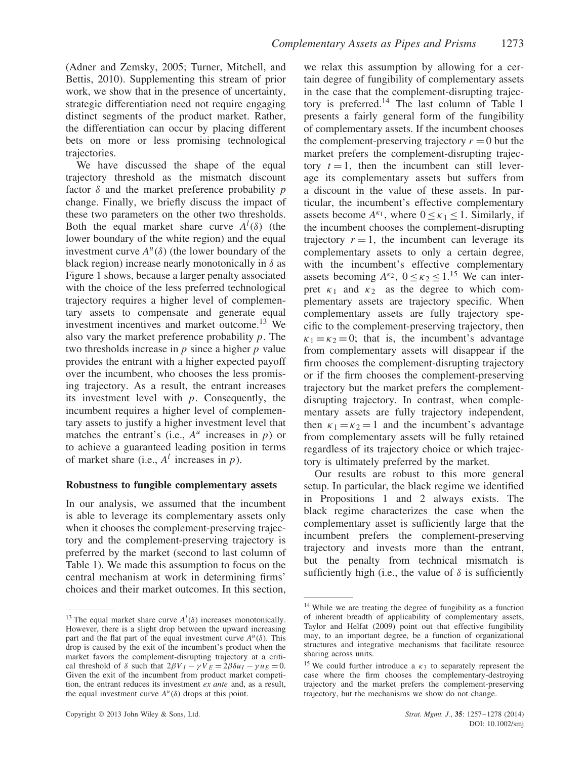(Adner and Zemsky, 2005; Turner, Mitchell, and Bettis, 2010). Supplementing this stream of prior work, we show that in the presence of uncertainty, strategic differentiation need not require engaging distinct segments of the product market. Rather, the differentiation can occur by placing different bets on more or less promising technological trajectories.

We have discussed the shape of the equal trajectory threshold as the mismatch discount factor $\delta$ and the market preference probability $p$ change. Finally, we briefly discuss the impact of these two parameters on the other two thresholds. Both the equal market share curve $A^l(\delta)$ (the lower boundary of the white region) and the equal investment curve $A^u(\delta)$ (the lower boundary of the black region) increase nearly monotonically in $\delta$ as Figure 1 shows, because a larger penalty associated with the choice of the less preferred technological trajectory requires a higher level of complementary assets to compensate and generate equal investment incentives and market outcome.[13] We also vary the market preference probability $p$. The two thresholds increase in $p$ since a higher $p$ value provides the entrant with a higher expected payoff over the incumbent, who chooses the less promising trajectory. As a result, the entrant increases its investment level with $p$. Consequently, the incumbent requires a higher level of complementary assets to justify a higher investment level that matches the entrant's (i.e., $A^u$ increases in $p$) or to achieve a guaranteed leading position in terms of market share (i.e., $A^l$ increases in $p$).

### Robustness to fungible complementary assets

In our analysis, we assumed that the incumbent is able to leverage its complementary assets only when it chooses the complement-preserving trajectory and the complement-preserving trajectory is preferred by the market (second to last column of Table 1). We made this assumption to focus on the central mechanism at work in determining firms' choices and their market outcomes. In this section, we relax this assumption by allowing for a certain degree of fungibility of complementary assets in the case that the complement-disrupting trajectory is preferred.[14] The last column of Table 1 presents a fairly general form of the fungibility of complementary assets. If the incumbent chooses the complement-preserving trajectory $r = 0$ but the market prefers the complement-disrupting trajectory $t = 1$, then the incumbent can still leverage its complementary assets but suffers from a discount in the value of these assets. In particular, the incumbent's effective complementary assets become $A^{\kappa_1}$, where $0 \leq \kappa_1 \leq 1$. Similarly, if the incumbent chooses the complement-disrupting trajectory $r = 1$, the incumbent can leverage its complementary assets to only a certain degree, with the incumbent's effective complementary assets becoming $A^{\kappa_2}$, $0 \leq \kappa_2 \leq 1$.[15] We can interpret $\kappa_1$ and $\kappa_2$ as the degree to which complementary assets are trajectory specific. When complementary assets are fully trajectory specific to the complement-preserving trajectory, then $\kappa_1 = \kappa_2 = 0$; that is, the incumbent's advantage from complementary assets will disappear if the firm chooses the complement-disrupting trajectory or if the firm chooses the complement-preserving trajectory but the market prefers the complement-disrupting trajectory. In contrast, when complementary assets are fully trajectory independent, then $\kappa_1 = \kappa_2 = 1$ and the incumbent's advantage from complementary assets will be fully retained regardless of its trajectory choice or which trajectory is ultimately preferred by the market.

Our results are robust to this more general setup. In particular, the black regime we identified in Propositions 1 and 2 always exists. The black regime characterizes the case when the complementary asset is sufficiently large that the incumbent prefers the complement-preserving trajectory and invests more than the entrant, but the penalty from technical mismatch is sufficiently high (i.e., the value of $\delta$ is sufficiently

---

[13] The equal market share curve $A^l(\delta)$ increases monotonically. However, there is a slight drop between the upward increasing part and the flat part of the equal investment curve $A^u(\delta)$. This drop is caused by the exit of the incumbent's product when the market favors the complement-disrupting trajectory at a critical threshold of $\delta$ such that $2\beta V_I - \gamma V_E = 2\beta\delta u_I - \gamma u_E = 0$. Given the exit of the incumbent from product market competition, the entrant reduces its investment *ex ante* and, as a result, the equal investment curve $A^u(\delta)$ drops at this point.

[14] While we are treating the degree of fungibility as a function of inherent breadth of applicability of complementary assets, Taylor and Helfat (2009) point out that effective fungibility may, to an important degree, be a function of organizational structures and integrative mechanisms that facilitate resource sharing across units.

[15] We could further introduce a $\kappa_3$ to separately represent the case where the firm chooses the complementary-destroying trajectory and the market prefers the complement-preserving trajectory, but the mechanisms we show do not change.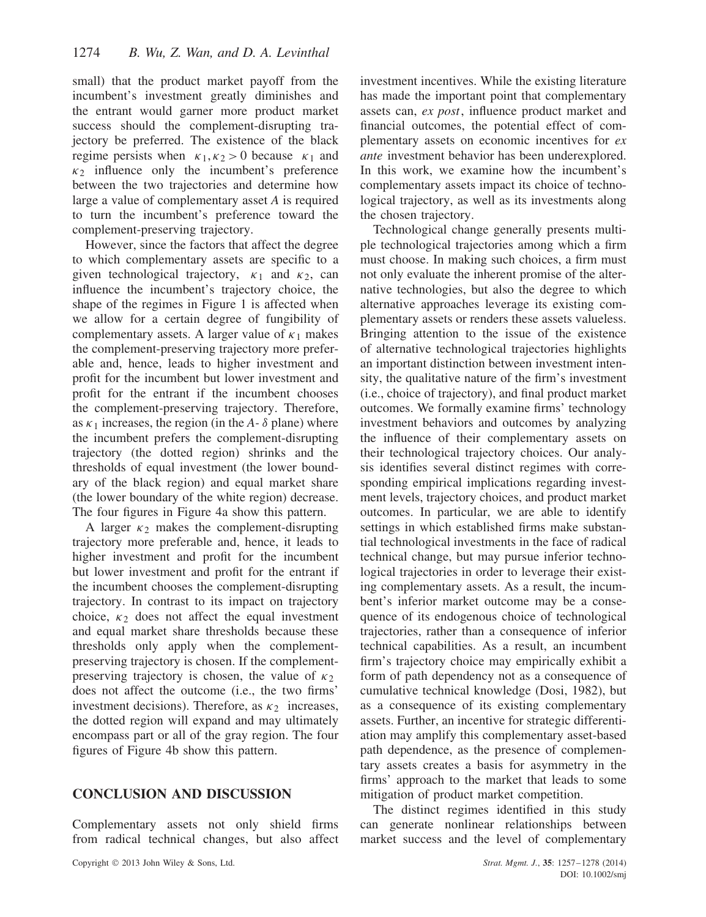small) that the product market payoff from the incumbent's investment greatly diminishes and the entrant would garner more product market success should the complement-disrupting trajectory be preferred. The existence of the black regime persists when $\kappa_1, \kappa_2 > 0$ because $\kappa_1$ and $\kappa_2$ influence only the incumbent's preference between the two trajectories and determine how large a value of complementary asset $A$ is required to turn the incumbent's preference toward the complement-preserving trajectory.

However, since the factors that affect the degree to which complementary assets are specific to a given technological trajectory, $\kappa_1$ and $\kappa_2$, can influence the incumbent's trajectory choice, the shape of the regimes in Figure 1 is affected when we allow for a certain degree of fungibility of complementary assets. A larger value of $\kappa_1$ makes the complement-preserving trajectory more preferable and, hence, leads to higher investment and profit for the incumbent but lower investment and profit for the entrant if the incumbent chooses the complement-preserving trajectory. Therefore, as $\kappa_1$ increases, the region (in the $A$- $\delta$ plane) where the incumbent prefers the complement-disrupting trajectory (the dotted region) shrinks and the thresholds of equal investment (the lower boundary of the black region) and equal market share (the lower boundary of the white region) decrease. The four figures in Figure 4a show this pattern.

A larger $\kappa_2$ makes the complement-disrupting trajectory more preferable and, hence, it leads to higher investment and profit for the incumbent but lower investment and profit for the entrant if the incumbent chooses the complement-disrupting trajectory. In contrast to its impact on trajectory choice, $\kappa_2$ does not affect the equal investment and equal market share thresholds because these thresholds only apply when the complement-preserving trajectory is chosen. If the complement-preserving trajectory is chosen, the value of $\kappa_2$ does not affect the outcome (i.e., the two firms' investment decisions). Therefore, as $\kappa_2$ increases, the dotted region will expand and may ultimately encompass part or all of the gray region. The four figures of Figure 4b show this pattern.

## CONCLUSION AND DISCUSSION

Complementary assets not only shield firms from radical technical changes, but also affect investment incentives. While the existing literature has made the important point that complementary assets can, *ex post*, influence product market and financial outcomes, the potential effect of complementary assets on economic incentives for *ex ante* investment behavior has been underexplored. In this work, we examine how the incumbent's complementary assets impact its choice of technological trajectory, as well as its investments along the chosen trajectory.

Technological change generally presents multiple technological trajectories among which a firm must choose. In making such choices, a firm must not only evaluate the inherent promise of the alternative technologies, but also the degree to which alternative approaches leverage its existing complementary assets or renders these assets valueless. Bringing attention to the issue of the existence of alternative technological trajectories highlights an important distinction between investment intensity, the qualitative nature of the firm's investment (i.e., choice of trajectory), and final product market outcomes. We formally examine firms' technology investment behaviors and outcomes by analyzing the influence of their complementary assets on their technological trajectory choices. Our analysis identifies several distinct regimes with corresponding empirical implications regarding investment levels, trajectory choices, and product market outcomes. In particular, we are able to identify settings in which established firms make substantial technological investments in the face of radical technical change, but may pursue inferior technological trajectories in order to leverage their existing complementary assets. As a result, the incumbent's inferior market outcome may be a consequence of its endogenous choice of technological trajectories, rather than a consequence of inferior technical capabilities. As a result, an incumbent firm's trajectory choice may empirically exhibit a form of path dependency not as a consequence of cumulative technical knowledge (Dosi, 1982), but as a consequence of its existing complementary assets. Further, an incentive for strategic differentiation may amplify this complementary asset-based path dependence, as the presence of complementary assets creates a basis for asymmetry in the firms' approach to the market that leads to some mitigation of product market competition.

The distinct regimes identified in this study can generate nonlinear relationships between market success and the level of complementary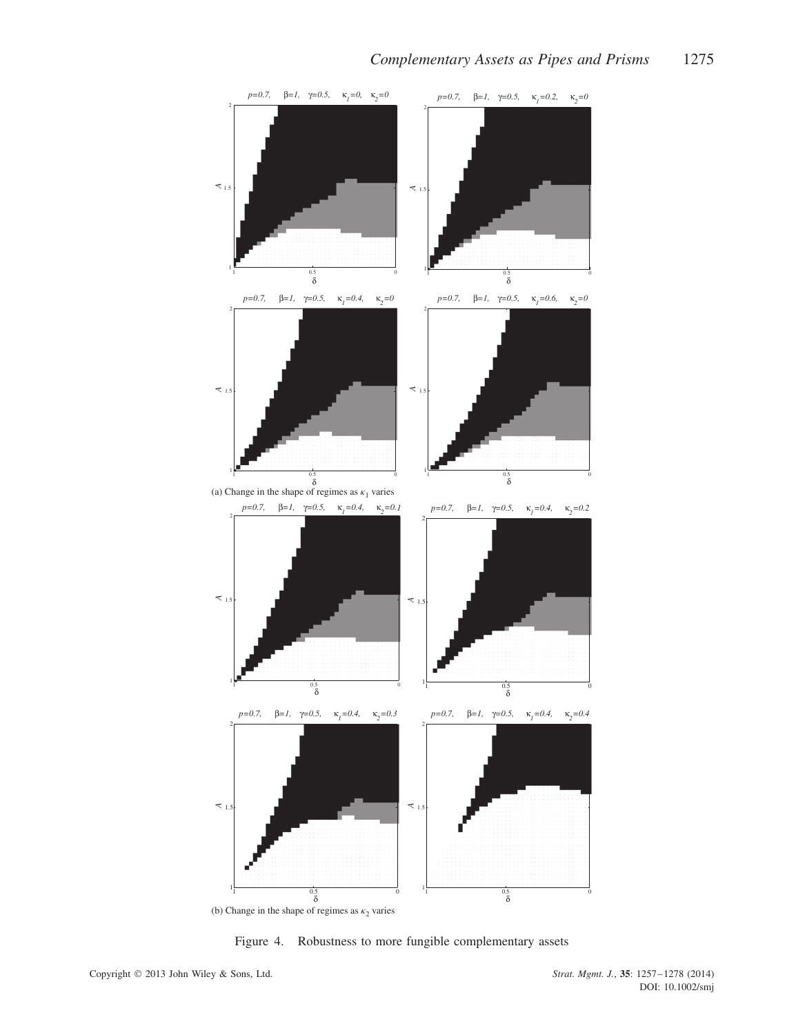(a) Change in the shape of regimes as $\kappa_1$ varies

(b) Change in the shape of regimes as $\kappa_2$ varies

Figure 4. Robustness to more fungible complementary assets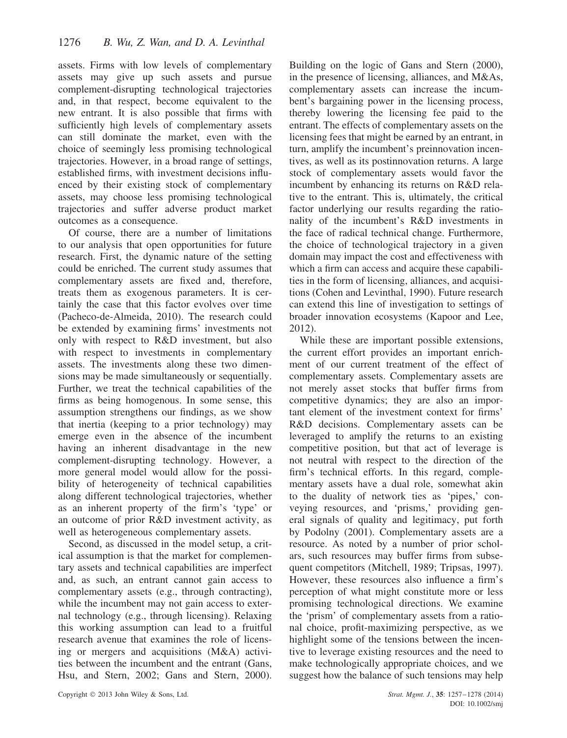assets. Firms with low levels of complementary assets may give up such assets and pursue complement-disrupting technological trajectories and, in that respect, become equivalent to the new entrant. It is also possible that firms with sufficiently high levels of complementary assets can still dominate the market, even with the choice of seemingly less promising technological trajectories. However, in a broad range of settings, established firms, with investment decisions influenced by their existing stock of complementary assets, may choose less promising technological trajectories and suffer adverse product market outcomes as a consequence.

Of course, there are a number of limitations to our analysis that open opportunities for future research. First, the dynamic nature of the setting could be enriched. The current study assumes that complementary assets are fixed and, therefore, treats them as exogenous parameters. It is certainly the case that this factor evolves over time (Pacheco-de-Almeida, 2010). The research could be extended by examining firms' investments not only with respect to R&D investment, but also with respect to investments in complementary assets. The investments along these two dimensions may be made simultaneously or sequentially. Further, we treat the technical capabilities of the firms as being homogenous. In some sense, this assumption strengthens our findings, as we show that inertia (keeping to a prior technology) may emerge even in the absence of the incumbent having an inherent disadvantage in the new complement-disrupting technology. However, a more general model would allow for the possibility of heterogeneity of technical capabilities along different technological trajectories, whether as an inherent property of the firm's 'type' or an outcome of prior R&D investment activity, as well as heterogeneous complementary assets.

Second, as discussed in the model setup, a critical assumption is that the market for complementary assets and technical capabilities are imperfect and, as such, an entrant cannot gain access to complementary assets (e.g., through contracting), while the incumbent may not gain access to external technology (e.g., through licensing). Relaxing this working assumption can lead to a fruitful research avenue that examines the role of licensing or mergers and acquisitions (M&A) activities between the incumbent and the entrant (Gans, Hsu, and Stern, 2002; Gans and Stern, 2000). Building on the logic of Gans and Stern (2000), in the presence of licensing, alliances, and M&As, complementary assets can increase the incumbent's bargaining power in the licensing process, thereby lowering the licensing fee paid to the entrant. The effects of complementary assets on the licensing fees that might be earned by an entrant, in turn, amplify the incumbent's preinnovation incentives, as well as its postinnovation returns. A large stock of complementary assets would favor the incumbent by enhancing its returns on R&D relative to the entrant. This is, ultimately, the critical factor underlying our results regarding the rationality of the incumbent's R&D investments in the face of radical technical change. Furthermore, the choice of technological trajectory in a given domain may impact the cost and effectiveness with which a firm can access and acquire these capabilities in the form of licensing, alliances, and acquisitions (Cohen and Levinthal, 1990). Future research can extend this line of investigation to settings of broader innovation ecosystems (Kapoor and Lee, 2012).

While these are important possible extensions, the current effort provides an important enrichment of our current treatment of the effect of complementary assets. Complementary assets are not merely asset stocks that buffer firms from competitive dynamics; they are also an important element of the investment context for firms' R&D decisions. Complementary assets can be leveraged to amplify the returns to an existing competitive position, but that act of leverage is not neutral with respect to the direction of the firm's technical efforts. In this regard, complementary assets have a dual role, somewhat akin to the duality of network ties as 'pipes,' conveying resources, and 'prisms,' providing general signals of quality and legitimacy, put forth by Podolny (2001). Complementary assets are a resource. As noted by a number of prior scholars, such resources may buffer firms from subsequent competitors (Mitchell, 1989; Tripsas, 1997). However, these resources also influence a firm's perception of what might constitute more or less promising technological directions. We examine the 'prism' of complementary assets from a rational choice, profit-maximizing perspective, as we highlight some of the tensions between the incentive to leverage existing resources and the need to make technologically appropriate choices, and we suggest how the balance of such tensions may help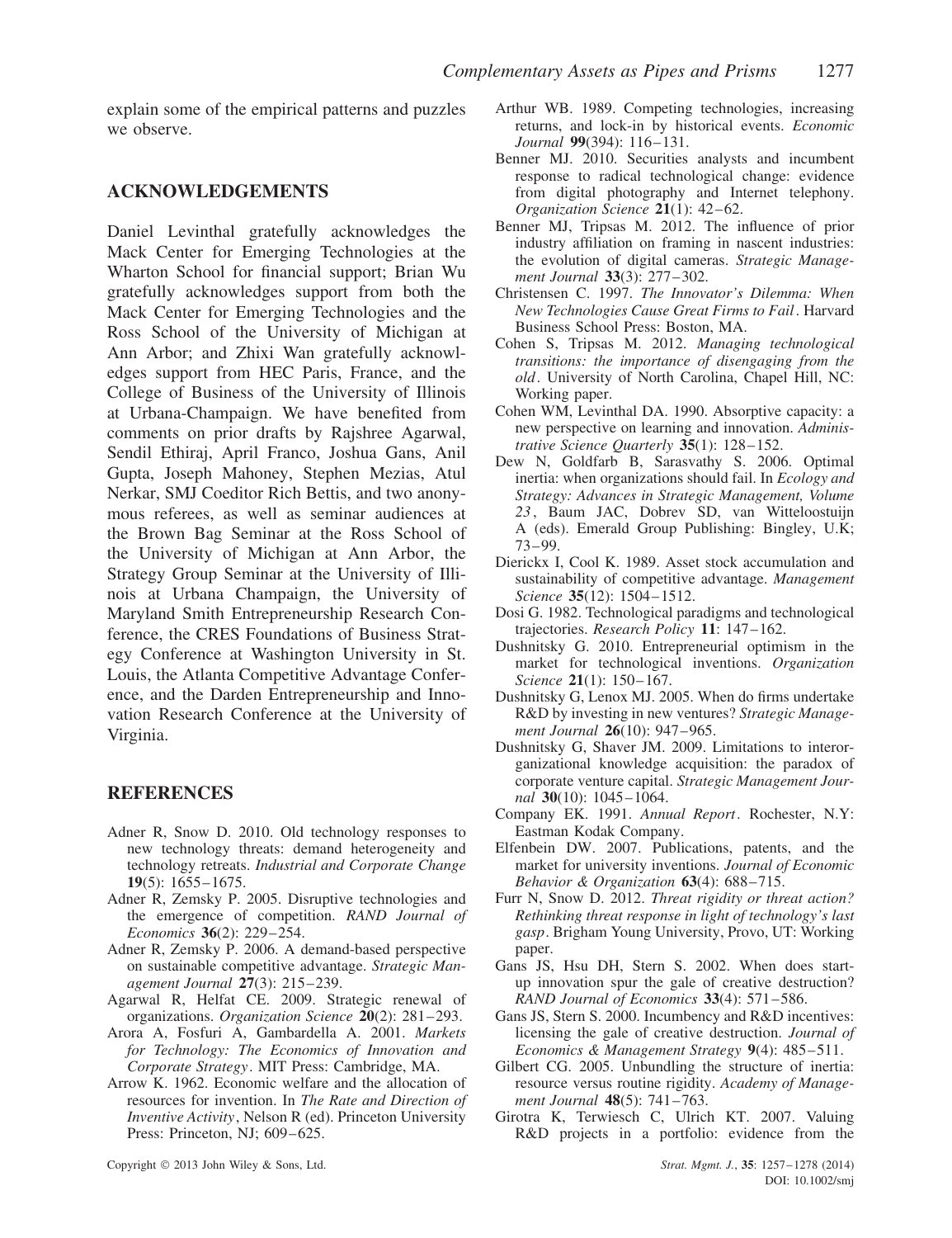explain some of the empirical patterns and puzzles we observe.

## ACKNOWLEDGEMENTS

Daniel Levinthal gratefully acknowledges the Mack Center for Emerging Technologies at the Wharton School for financial support; Brian Wu gratefully acknowledges support from both the Mack Center for Emerging Technologies and the Ross School of the University of Michigan at Ann Arbor; and Zhixi Wan gratefully acknowledges support from HEC Paris, France, and the College of Business of the University of Illinois at Urbana-Champaign. We have benefited from comments on prior drafts by Rajshree Agarwal, Sendil Ethiraj, April Franco, Joshua Gans, Anil Gupta, Joseph Mahoney, Stephen Mezias, Atul Nerkar, SMJ Coeditor Rich Bettis, and two anonymous referees, as well as seminar audiences at the Brown Bag Seminar at the Ross School of the University of Michigan at Ann Arbor, the Strategy Group Seminar at the University of Illinois at Urbana Champaign, the University of Maryland Smith Entrepreneurship Research Conference, the CRES Foundations of Business Strategy Conference at Washington University in St. Louis, the Atlanta Competitive Advantage Conference, and the Darden Entrepreneurship and Innovation Research Conference at the University of Virginia.

## REFERENCES

Adner R, Snow D. 2010. Old technology responses to new technology threats: demand heterogeneity and technology retreats. *Industrial and Corporate Change* **19**(5): 1655–1675.

Adner R, Zemsky P. 2005. Disruptive technologies and the emergence of competition. *RAND Journal of Economics* **36**(2): 229–254.

Adner R, Zemsky P. 2006. A demand-based perspective on sustainable competitive advantage. *Strategic Management Journal* **27**(3): 215–239.

Agarwal R, Helfat CE. 2009. Strategic renewal of organizations. *Organization Science* **20**(2): 281–293.

Arora A, Fosfuri A, Gambardella A. 2001. *Markets for Technology: The Economics of Innovation and Corporate Strategy*. MIT Press: Cambridge, MA.

Arrow K. 1962. Economic welfare and the allocation of resources for invention. In *The Rate and Direction of Inventive Activity*, Nelson R (ed). Princeton University Press: Princeton, NJ; 609–625.

Arthur WB. 1989. Competing technologies, increasing returns, and lock-in by historical events. *Economic Journal* **99**(394): 116–131.

Benner MJ. 2010. Securities analysts and incumbent response to radical technological change: evidence from digital photography and Internet telephony. *Organization Science* **21**(1): 42–62.

Benner MJ, Tripsas M. 2012. The influence of prior industry affiliation on framing in nascent industries: the evolution of digital cameras. *Strategic Management Journal* **33**(3): 277–302.

Christensen C. 1997. *The Innovator's Dilemma: When New Technologies Cause Great Firms to Fail*. Harvard Business School Press: Boston, MA.

Cohen S, Tripsas M. 2012. *Managing technological transitions: the importance of disengaging from the old*. University of North Carolina, Chapel Hill, NC: Working paper.

Cohen WM, Levinthal DA. 1990. Absorptive capacity: a new perspective on learning and innovation. *Administrative Science Quarterly* **35**(1): 128–152.

Dew N, Goldfarb B, Sarasvathy S. 2006. Optimal inertia: when organizations should fail. In *Ecology and Strategy: Advances in Strategic Management, Volume 23*, Baum JAC, Dobrev SD, van Witteloostuijn A (eds). Emerald Group Publishing: Bingley, U.K; 73–99.

Dierickx I, Cool K. 1989. Asset stock accumulation and sustainability of competitive advantage. *Management Science* **35**(12): 1504–1512.

Dosi G. 1982. Technological paradigms and technological trajectories. *Research Policy* **11**: 147–162.

Dushnitsky G. 2010. Entrepreneurial optimism in the market for technological inventions. *Organization Science* **21**(1): 150–167.

Dushnitsky G, Lenox MJ. 2005. When do firms undertake R&D by investing in new ventures? *Strategic Management Journal* **26**(10): 947–965.

Dushnitsky G, Shaver JM. 2009. Limitations to interorganizational knowledge acquisition: the paradox of corporate venture capital. *Strategic Management Journal* **30**(10): 1045–1064.

Company EK. 1991. *Annual Report*. Rochester, N.Y: Eastman Kodak Company.

Elfenbein DW. 2007. Publications, patents, and the market for university inventions. *Journal of Economic Behavior & Organization* **63**(4): 688–715.

Furr N, Snow D. 2012. *Threat rigidity or threat action? Rethinking threat response in light of technology's last gasp*. Brigham Young University, Provo, UT: Working paper.

Gans JS, Hsu DH, Stern S. 2002. When does start-up innovation spur the gale of creative destruction? *RAND Journal of Economics* **33**(4): 571–586.

Gans JS, Stern S. 2000. Incumbency and R&D incentives: licensing the gale of creative destruction. *Journal of Economics & Management Strategy* **9**(4): 485–511.

Gilbert CG. 2005. Unbundling the structure of inertia: resource versus routine rigidity. *Academy of Management Journal* **48**(5): 741–763.

Girotra K, Terwiesch C, Ulrich KT. 2007. Valuing R&D projects in a portfolio: evidence from the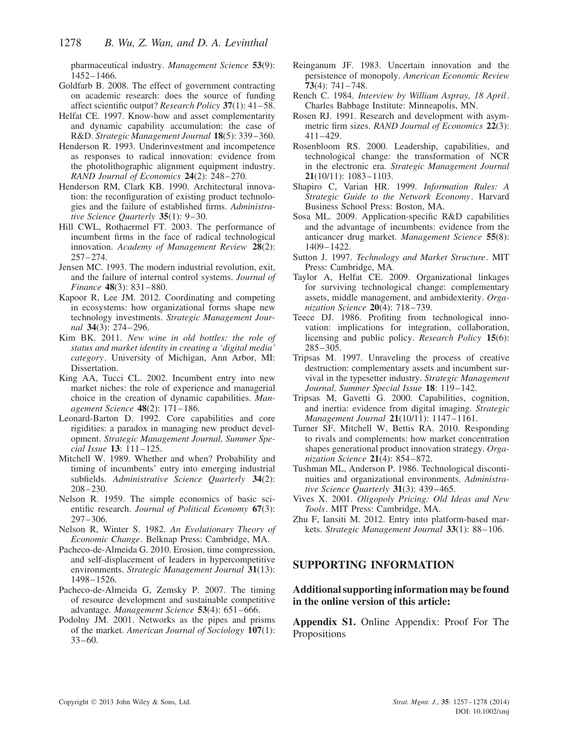pharmaceutical industry. *Management Science* **53**(9): 1452–1466.

Goldfarb B. 2008. The effect of government contracting on academic research: does the source of funding affect scientific output? *Research Policy* **37**(1): 41–58.

Helfat CE. 1997. Know-how and asset complementarity and dynamic capability accumulation: the case of R&D. *Strategic Management Journal* **18**(5): 339–360.

Henderson R. 1993. Underinvestment and incompetence as responses to radical innovation: evidence from the photolithographic alignment equipment industry. *RAND Journal of Economics* **24**(2): 248–270.

Henderson RM, Clark KB. 1990. Architectural innovation: the reconfiguration of existing product technologies and the failure of established firms. *Administrative Science Quarterly* **35**(1): 9–30.

Hill CWL, Rothaermel FT. 2003. The performance of incumbent firms in the face of radical technological innovation. *Academy of Management Review* **28**(2): 257–274.

Jensen MC. 1993. The modern industrial revolution, exit, and the failure of internal control systems. *Journal of Finance* **48**(3): 831–880.

Kapoor R, Lee JM. 2012. Coordinating and competing in ecosystems: how organizational forms shape new technology investments. *Strategic Management Journal* **34**(3): 274–296.

Kim BK. 2011. *New wine in old bottles: the role of status and market identity in creating a 'digital media' category*. University of Michigan, Ann Arbor, MI: Dissertation.

King AA, Tucci CL. 2002. Incumbent entry into new market niches: the role of experience and managerial choice in the creation of dynamic capabilities. *Management Science* **48**(2): 171–186.

Leonard-Barton D. 1992. Core capabilities and core rigidities: a paradox in managing new product development. *Strategic Management Journal, Summer Special Issue* **13**: 111–125.

Mitchell W. 1989. Whether and when? Probability and timing of incumbents' entry into emerging industrial subfields. *Administrative Science Quarterly* **34**(2): 208–230.

Nelson R. 1959. The simple economics of basic scientific research. *Journal of Political Economy* **67**(3): 297–306.

Nelson R, Winter S. 1982. *An Evolutionary Theory of Economic Change*. Belknap Press: Cambridge, MA.

Pacheco-de-Almeida G. 2010. Erosion, time compression, and self-displacement of leaders in hypercompetitive environments. *Strategic Management Journal* **31**(13): 1498–1526.

Pacheco-de-Almeida G, Zemsky P. 2007. The timing of resource development and sustainable competitive advantage. *Management Science* **53**(4): 651–666.

Podolny JM. 2001. Networks as the pipes and prisms of the market. *American Journal of Sociology* **107**(1): 33–60.

Reinganum JF. 1983. Uncertain innovation and the persistence of monopoly. *American Economic Review* **73**(4): 741–748.

Rench C. 1984. *Interview by William Aspray, 18 April*. Charles Babbage Institute: Minneapolis, MN.

Rosen RJ. 1991. Research and development with asymmetric firm sizes. *RAND Journal of Economics* **22**(3): 411–429.

Rosenbloom RS. 2000. Leadership, capabilities, and technological change: the transformation of NCR in the electronic era. *Strategic Management Journal* **21**(10/11): 1083–1103.

Shapiro C, Varian HR. 1999. *Information Rules: A Strategic Guide to the Network Economy*. Harvard Business School Press: Boston, MA.

Sosa ML. 2009. Application-specific R&D capabilities and the advantage of incumbents: evidence from the anticancer drug market. *Management Science* **55**(8): 1409–1422.

Sutton J. 1997. *Technology and Market Structure*. MIT Press: Cambridge, MA.

Taylor A, Helfat CE. 2009. Organizational linkages for surviving technological change: complementary assets, middle management, and ambidexterity. *Organization Science* **20**(4): 718–739.

Teece DJ. 1986. Profiting from technological innovation: implications for integration, collaboration, licensing and public policy. *Research Policy* **15**(6): 285–305.

Tripsas M. 1997. Unraveling the process of creative destruction: complementary assets and incumbent survival in the typesetter industry. *Strategic Management Journal, Summer Special Issue* **18**: 119–142.

Tripsas M, Gavetti G. 2000. Capabilities, cognition, and inertia: evidence from digital imaging. *Strategic Management Journal* **21**(10/11): 1147–1161.

Turner SF, Mitchell W, Bettis RA. 2010. Responding to rivals and complements: how market concentration shapes generational product innovation strategy. *Organization Science* **21**(4): 854–872.

Tushman ML, Anderson P. 1986. Technological discontinuities and organizational environments. *Administrative Science Quarterly* **31**(3): 439–465.

Vives X. 2001. *Oligopoly Pricing: Old Ideas and New Tools*. MIT Press: Cambridge, MA.

Zhu F, Iansiti M. 2012. Entry into platform-based markets. *Strategic Management Journal* **33**(1): 88–106.

## SUPPORTING INFORMATION

**Additional supporting information may be found in the online version of this article:**

**Appendix S1.** Online Appendix: Proof For The Propositions